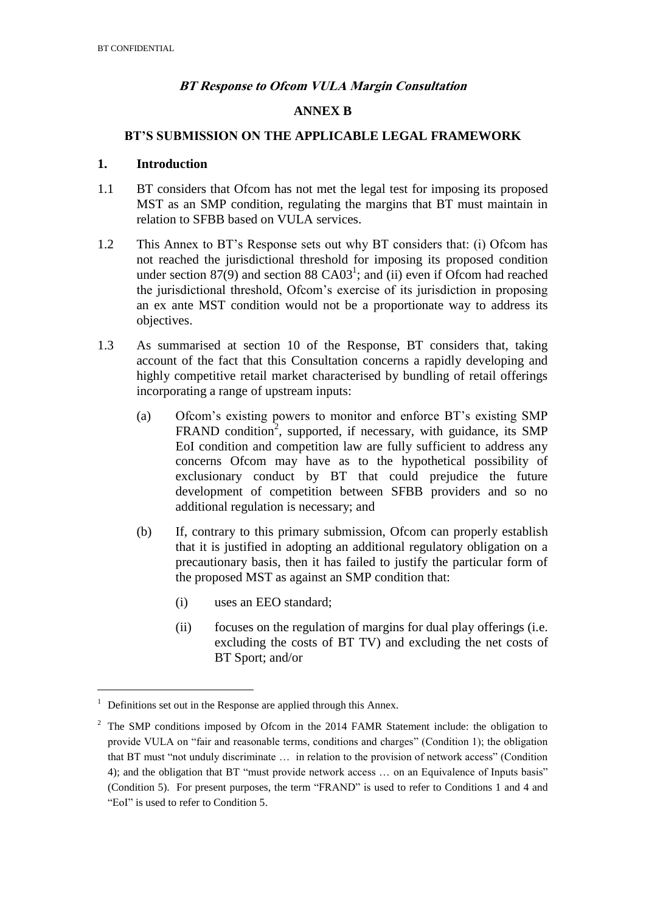**BT Response to Ofcom VULA Margin Consultation**

**ANNEX B**

**BT'S SUBMISSION ON THE APPLICABLE LEGAL FRAMEWORK**

## 1. Introduction

1.1 BT considers that Ofcom has not met the legal test for imposing its proposed MST as an SMP condition, regulating the margins that BT must maintain in relation to SFBB based on VULA services.

1.2 This Annex to BT's Response sets out why BT considers that: (i) Ofcom has not reached the jurisdictional threshold for imposing its proposed condition under section 87(9) and section 88 CA03[1]; and (ii) even if Ofcom had reached the jurisdictional threshold, Ofcom's exercise of its jurisdiction in proposing an ex ante MST condition would not be a proportionate way to address its objectives.

1.3 As summarised at section 10 of the Response, BT considers that, taking account of the fact that this Consultation concerns a rapidly developing and highly competitive retail market characterised by bundling of retail offerings incorporating a range of upstream inputs:

(a) Ofcom's existing powers to monitor and enforce BT's existing SMP FRAND condition[2], supported, if necessary, with guidance, its SMP EoI condition and competition law are fully sufficient to address any concerns Ofcom may have as to the hypothetical possibility of exclusionary conduct by BT that could prejudice the future development of competition between SFBB providers and so no additional regulation is necessary; and

(b) If, contrary to this primary submission, Ofcom can properly establish that it is justified in adopting an additional regulatory obligation on a precautionary basis, then it has failed to justify the particular form of the proposed MST as against an SMP condition that:

(i) uses an EEO standard;

(ii) focuses on the regulation of margins for dual play offerings (i.e. excluding the costs of BT TV) and excluding the net costs of BT Sport; and/or

---

[1] Definitions set out in the Response are applied through this Annex.

[2] The SMP conditions imposed by Ofcom in the 2014 FAMR Statement include: the obligation to provide VULA on "fair and reasonable terms, conditions and charges" (Condition 1); the obligation that BT must "not unduly discriminate … in relation to the provision of network access" (Condition 4); and the obligation that BT "must provide network access … on an Equivalence of Inputs basis" (Condition 5). For present purposes, the term "FRAND" is used to refer to Conditions 1 and 4 and "EoI" is used to refer to Condition 5.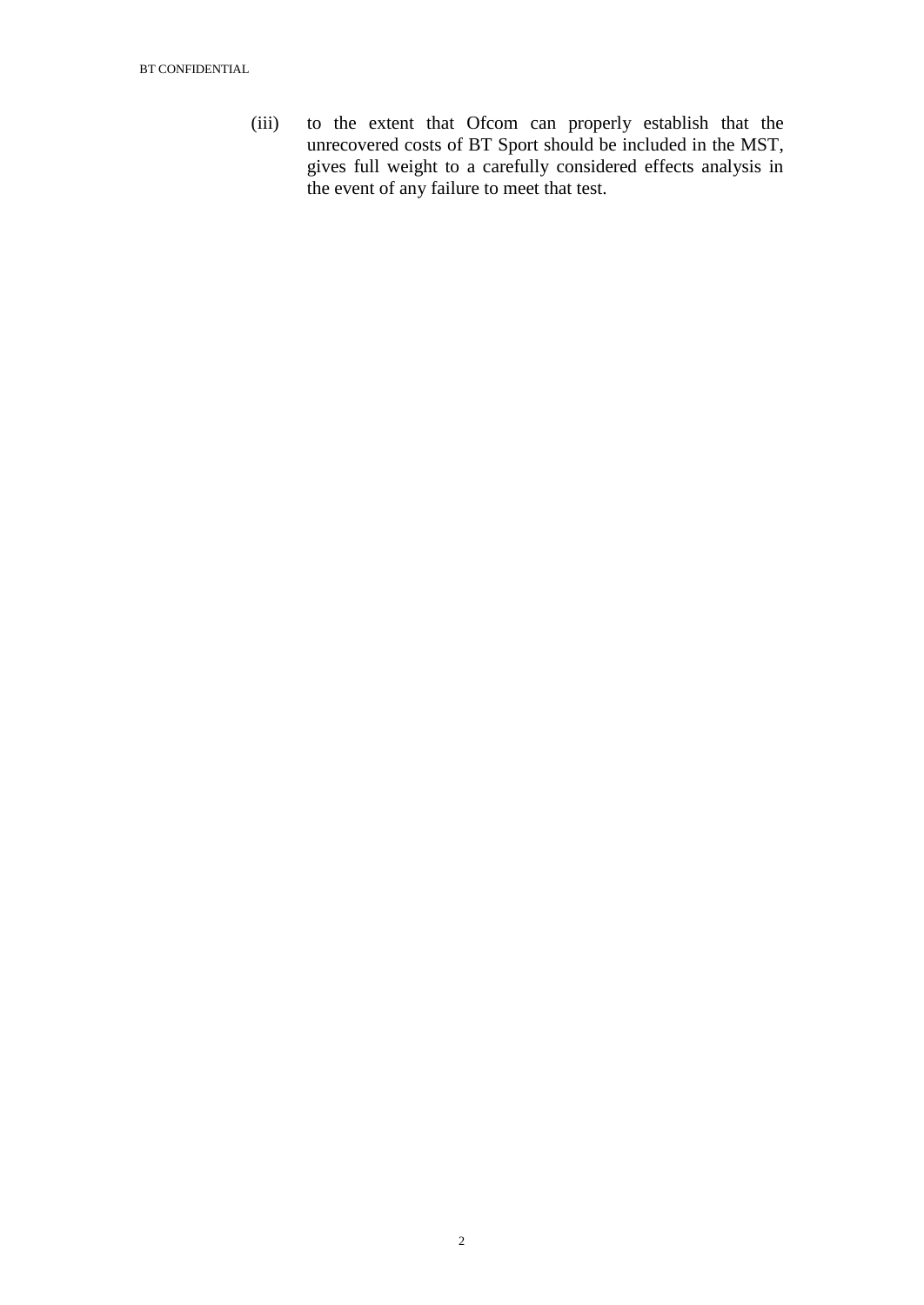(iii) to the extent that Ofcom can properly establish that the unrecovered costs of BT Sport should be included in the MST, gives full weight to a carefully considered effects analysis in the event of any failure to meet that test.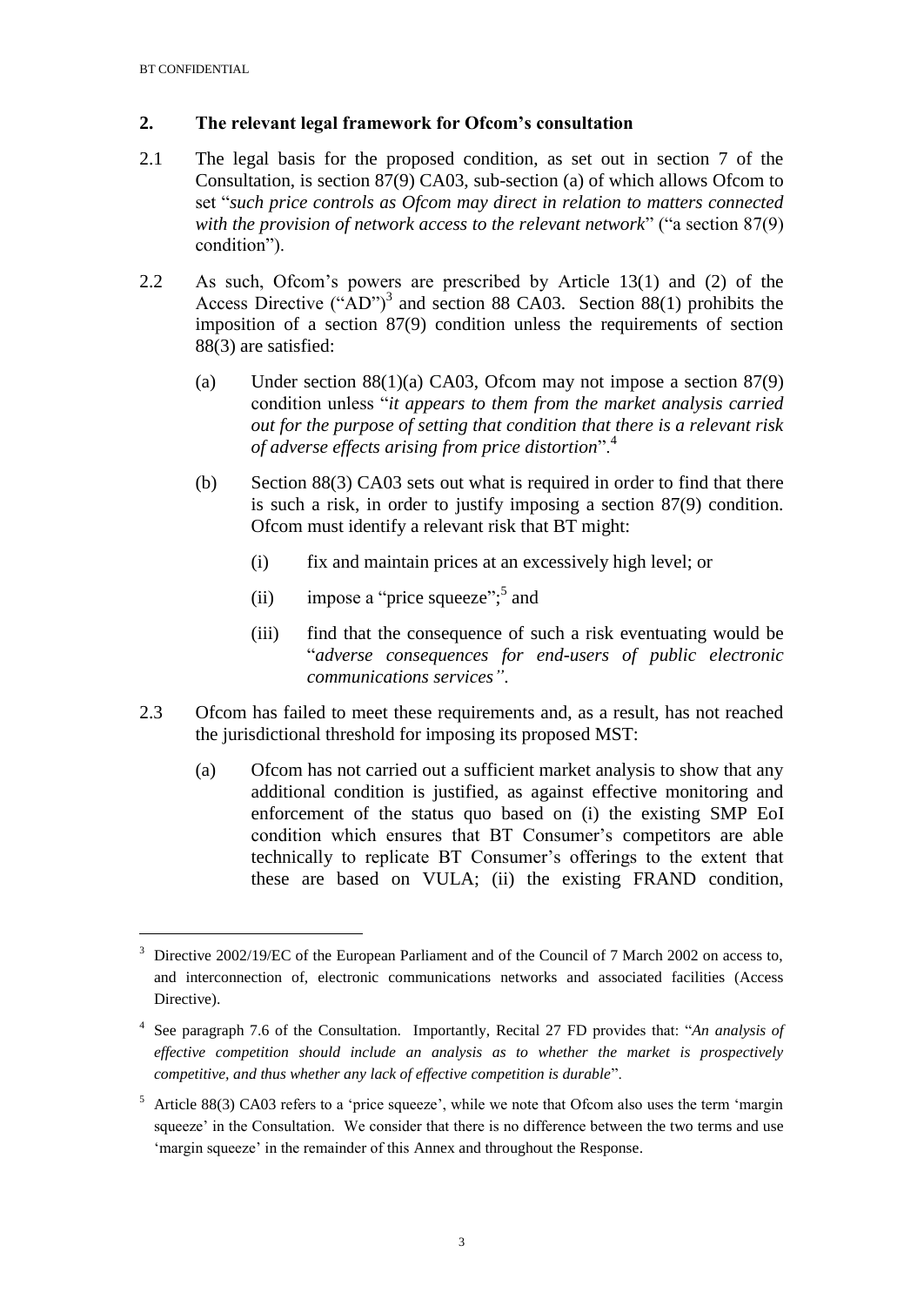## 2. The relevant legal framework for Ofcom's consultation

2.1 The legal basis for the proposed condition, as set out in section 7 of the Consultation, is section 87(9) CA03, sub-section (a) of which allows Ofcom to set "*such price controls as Ofcom may direct in relation to matters connected with the provision of network access to the relevant network*" ("a section 87(9) condition").

2.2 As such, Ofcom's powers are prescribed by Article 13(1) and (2) of the Access Directive ("AD")[3] and section 88 CA03. Section 88(1) prohibits the imposition of a section 87(9) condition unless the requirements of section 88(3) are satisfied:

(a) Under section 88(1)(a) CA03, Ofcom may not impose a section 87(9) condition unless "*it appears to them from the market analysis carried out for the purpose of setting that condition that there is a relevant risk of adverse effects arising from price distortion*".[4]

(b) Section 88(3) CA03 sets out what is required in order to find that there is such a risk, in order to justify imposing a section 87(9) condition. Ofcom must identify a relevant risk that BT might:

(i) fix and maintain prices at an excessively high level; or

(ii) impose a "price squeeze";[5] and

(iii) find that the consequence of such a risk eventuating would be "*adverse consequences for end-users of public electronic communications services"*.

2.3 Ofcom has failed to meet these requirements and, as a result, has not reached the jurisdictional threshold for imposing its proposed MST:

(a) Ofcom has not carried out a sufficient market analysis to show that any additional condition is justified, as against effective monitoring and enforcement of the status quo based on (i) the existing SMP EoI condition which ensures that BT Consumer's competitors are able technically to replicate BT Consumer's offerings to the extent that these are based on VULA; (ii) the existing FRAND condition,

---

[3] Directive 2002/19/EC of the European Parliament and of the Council of 7 March 2002 on access to, and interconnection of, electronic communications networks and associated facilities (Access Directive).

[4] See paragraph 7.6 of the Consultation. Importantly, Recital 27 FD provides that: "*An analysis of effective competition should include an analysis as to whether the market is prospectively competitive, and thus whether any lack of effective competition is durable*".

[5] Article 88(3) CA03 refers to a 'price squeeze', while we note that Ofcom also uses the term 'margin squeeze' in the Consultation. We consider that there is no difference between the two terms and use 'margin squeeze' in the remainder of this Annex and throughout the Response.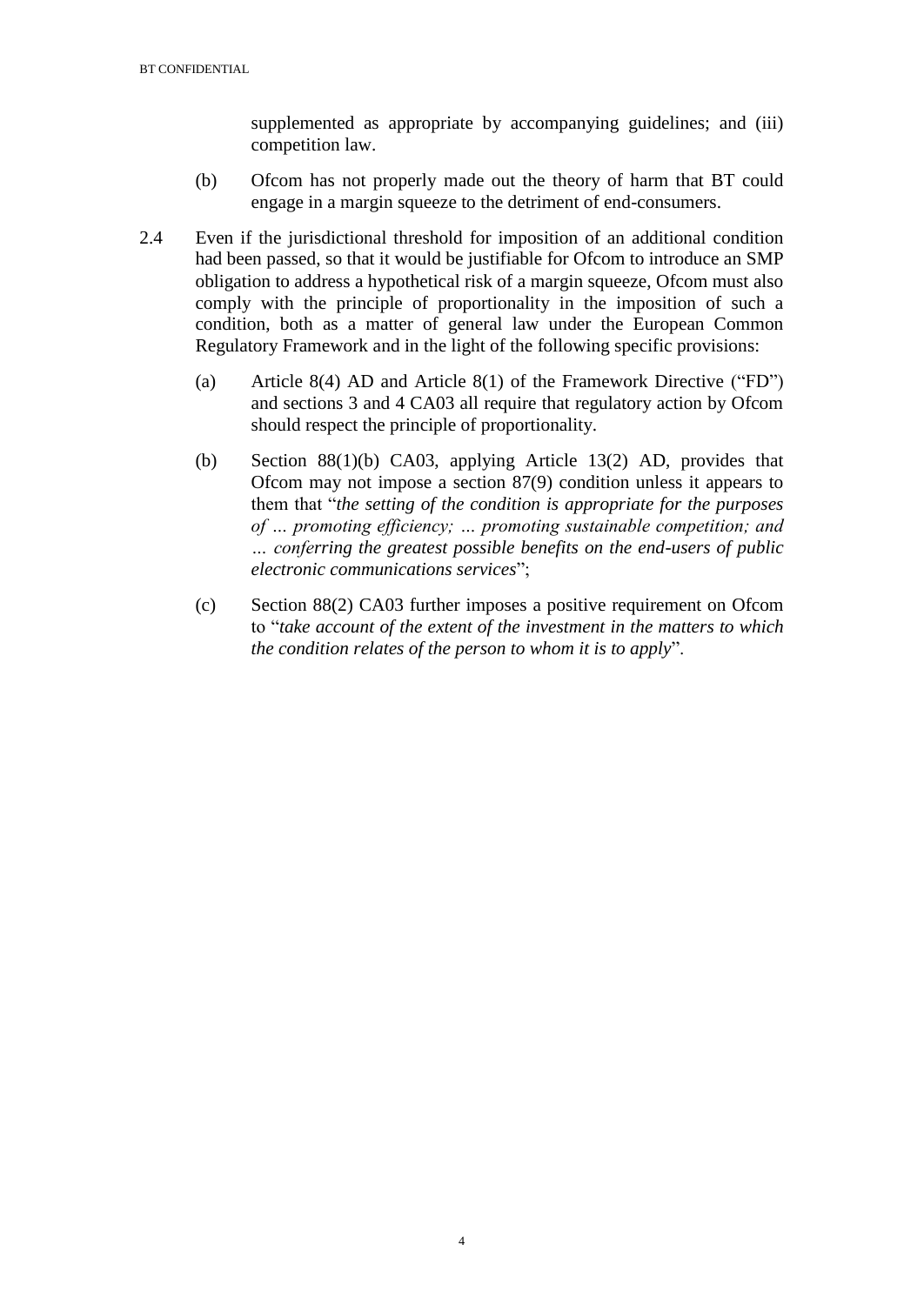supplemented as appropriate by accompanying guidelines; and (iii) competition law.

(b) Ofcom has not properly made out the theory of harm that BT could engage in a margin squeeze to the detriment of end-consumers.

2.4 Even if the jurisdictional threshold for imposition of an additional condition had been passed, so that it would be justifiable for Ofcom to introduce an SMP obligation to address a hypothetical risk of a margin squeeze, Ofcom must also comply with the principle of proportionality in the imposition of such a condition, both as a matter of general law under the European Common Regulatory Framework and in the light of the following specific provisions:

(a) Article 8(4) AD and Article 8(1) of the Framework Directive ("FD") and sections 3 and 4 CA03 all require that regulatory action by Ofcom should respect the principle of proportionality.

(b) Section 88(1)(b) CA03, applying Article 13(2) AD, provides that Ofcom may not impose a section 87(9) condition unless it appears to them that "*the setting of the condition is appropriate for the purposes of ... promoting efficiency; ... promoting sustainable competition; and ... conferring the greatest possible benefits on the end-users of public electronic communications services*";

(c) Section 88(2) CA03 further imposes a positive requirement on Ofcom to "*take account of the extent of the investment in the matters to which the condition relates of the person to whom it is to apply*".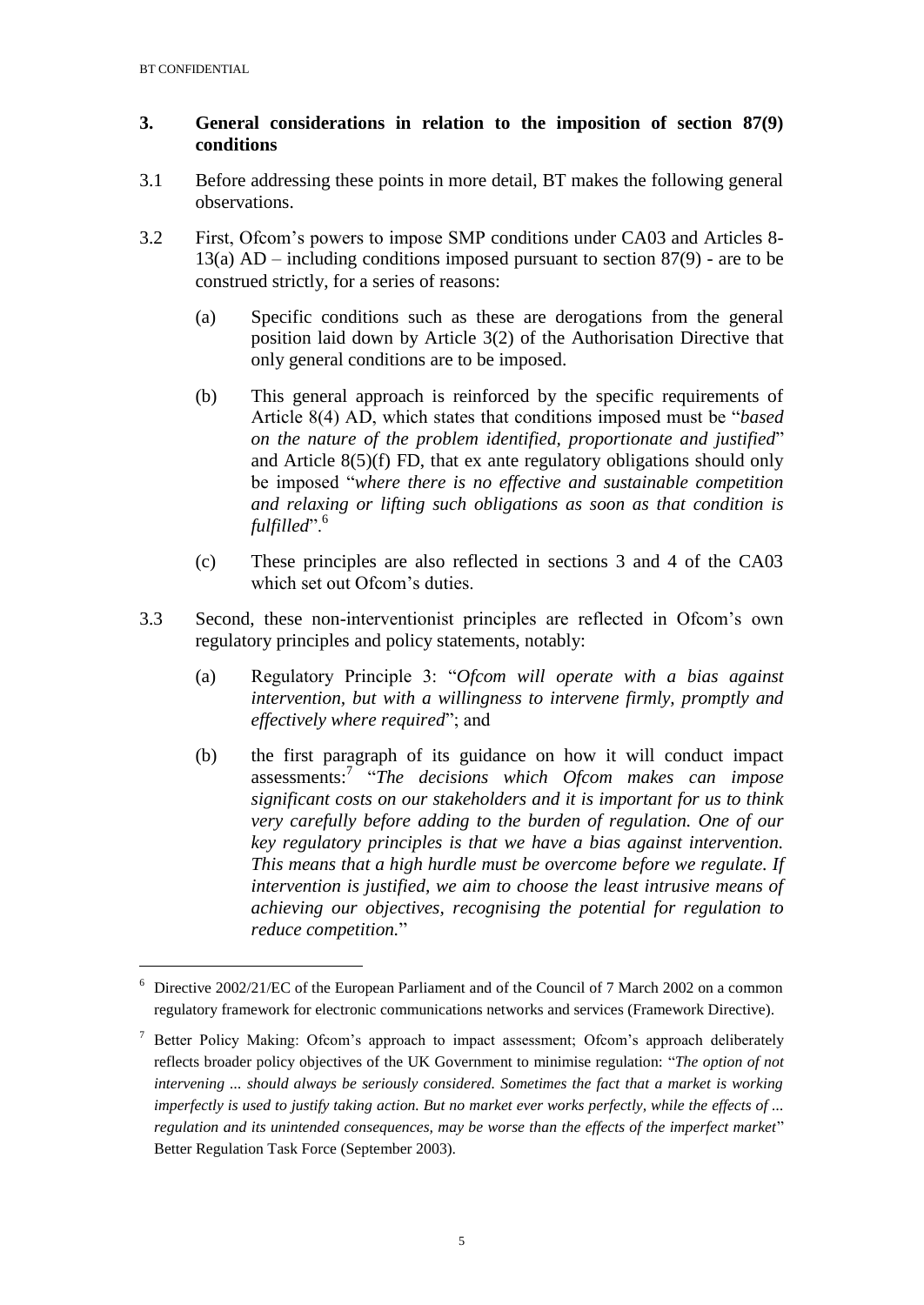## 3. General considerations in relation to the imposition of section 87(9) conditions

3.1 Before addressing these points in more detail, BT makes the following general observations.

3.2 First, Ofcom's powers to impose SMP conditions under CA03 and Articles 8-13(a) AD – including conditions imposed pursuant to section 87(9) - are to be construed strictly, for a series of reasons:

(a) Specific conditions such as these are derogations from the general position laid down by Article 3(2) of the Authorisation Directive that only general conditions are to be imposed.

(b) This general approach is reinforced by the specific requirements of Article 8(4) AD, which states that conditions imposed must be "*based on the nature of the problem identified, proportionate and justified*" and Article 8(5)(f) FD, that ex ante regulatory obligations should only be imposed "*where there is no effective and sustainable competition and relaxing or lifting such obligations as soon as that condition is fulfilled*".[6]

(c) These principles are also reflected in sections 3 and 4 of the CA03 which set out Ofcom's duties.

3.3 Second, these non-interventionist principles are reflected in Ofcom's own regulatory principles and policy statements, notably:

(a) Regulatory Principle 3: "*Ofcom will operate with a bias against intervention, but with a willingness to intervene firmly, promptly and effectively where required*"; and

(b) the first paragraph of its guidance on how it will conduct impact assessments:[7] "*The decisions which Ofcom makes can impose significant costs on our stakeholders and it is important for us to think very carefully before adding to the burden of regulation. One of our key regulatory principles is that we have a bias against intervention. This means that a high hurdle must be overcome before we regulate. If intervention is justified, we aim to choose the least intrusive means of achieving our objectives, recognising the potential for regulation to reduce competition.*"

---

[6] Directive 2002/21/EC of the European Parliament and of the Council of 7 March 2002 on a common regulatory framework for electronic communications networks and services (Framework Directive).

[7] Better Policy Making: Ofcom's approach to impact assessment; Ofcom's approach deliberately reflects broader policy objectives of the UK Government to minimise regulation: "*The option of not intervening ... should always be seriously considered. Sometimes the fact that a market is working imperfectly is used to justify taking action. But no market ever works perfectly, while the effects of ... regulation and its unintended consequences, may be worse than the effects of the imperfect market*" Better Regulation Task Force (September 2003).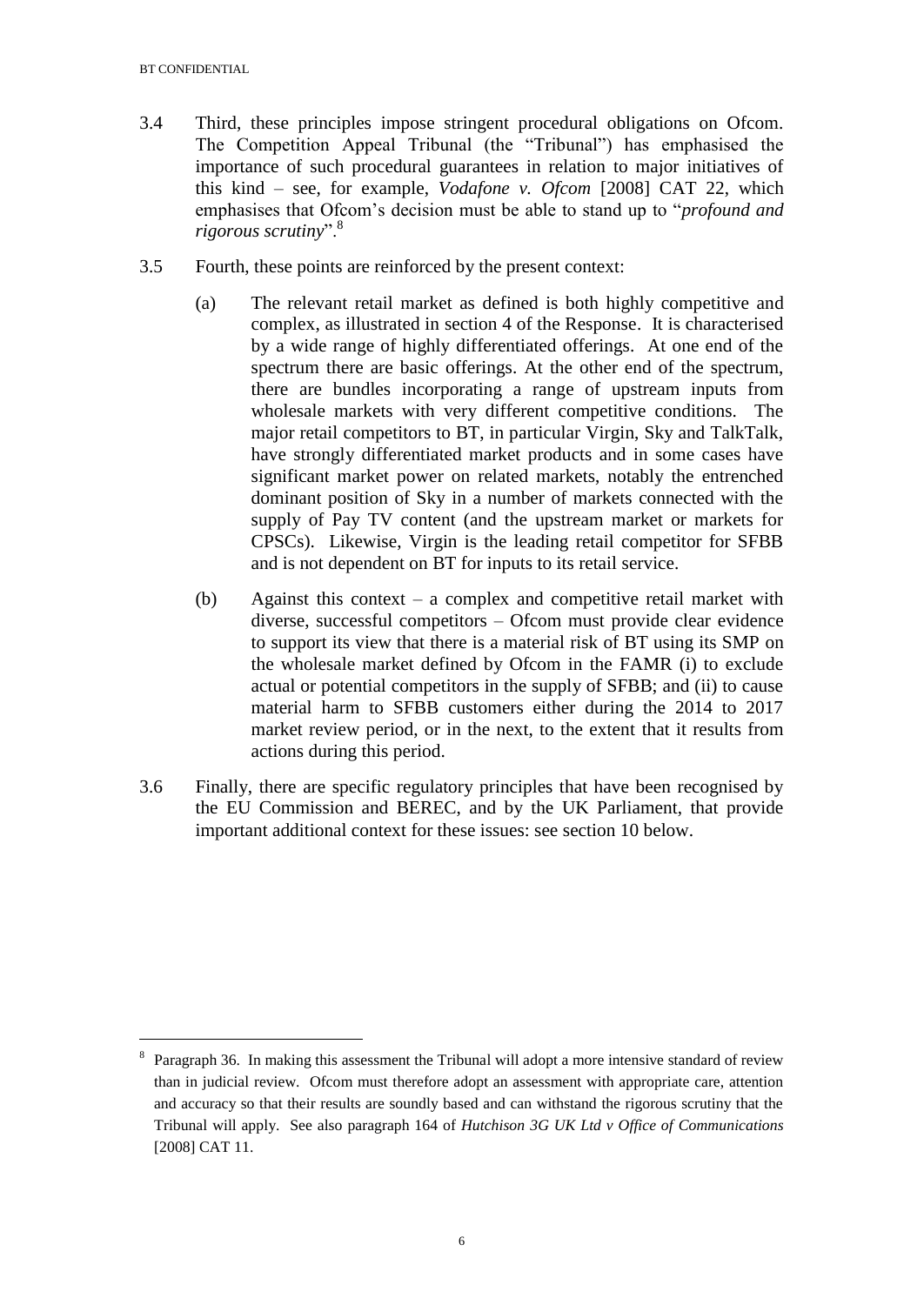3.4 Third, these principles impose stringent procedural obligations on Ofcom. The Competition Appeal Tribunal (the "Tribunal") has emphasised the importance of such procedural guarantees in relation to major initiatives of this kind – see, for example, *Vodafone v. Ofcom* [2008] CAT 22, which emphasises that Ofcom's decision must be able to stand up to "*profound and rigorous scrutiny*".[8]

3.5 Fourth, these points are reinforced by the present context:

(a) The relevant retail market as defined is both highly competitive and complex, as illustrated in section 4 of the Response. It is characterised by a wide range of highly differentiated offerings. At one end of the spectrum there are basic offerings. At the other end of the spectrum, there are bundles incorporating a range of upstream inputs from wholesale markets with very different competitive conditions. The major retail competitors to BT, in particular Virgin, Sky and TalkTalk, have strongly differentiated market products and in some cases have significant market power on related markets, notably the entrenched dominant position of Sky in a number of markets connected with the supply of Pay TV content (and the upstream market or markets for CPSCs). Likewise, Virgin is the leading retail competitor for SFBB and is not dependent on BT for inputs to its retail service.

(b) Against this context – a complex and competitive retail market with diverse, successful competitors – Ofcom must provide clear evidence to support its view that there is a material risk of BT using its SMP on the wholesale market defined by Ofcom in the FAMR (i) to exclude actual or potential competitors in the supply of SFBB; and (ii) to cause material harm to SFBB customers either during the 2014 to 2017 market review period, or in the next, to the extent that it results from actions during this period.

3.6 Finally, there are specific regulatory principles that have been recognised by the EU Commission and BEREC, and by the UK Parliament, that provide important additional context for these issues: see section 10 below.

---

[8] Paragraph 36. In making this assessment the Tribunal will adopt a more intensive standard of review than in judicial review. Ofcom must therefore adopt an assessment with appropriate care, attention and accuracy so that their results are soundly based and can withstand the rigorous scrutiny that the Tribunal will apply. See also paragraph 164 of *Hutchison 3G UK Ltd v Office of Communications* [2008] CAT 11.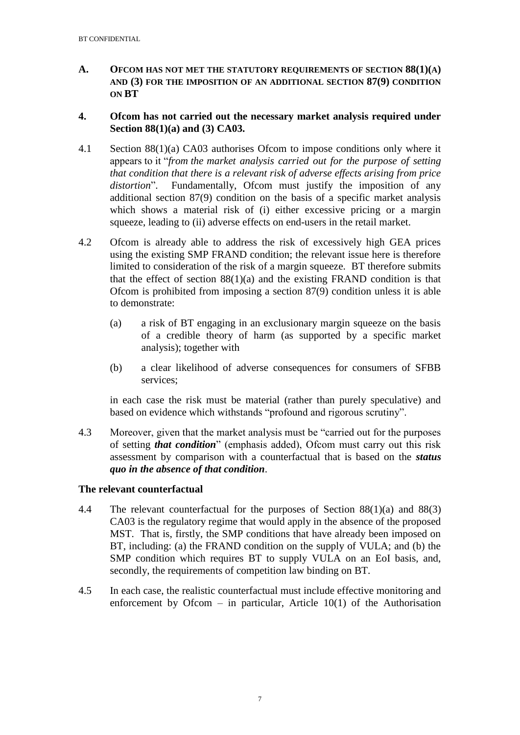## A. OFCOM HAS NOT MET THE STATUTORY REQUIREMENTS OF SECTION 88(1)(A) AND (3) FOR THE IMPOSITION OF AN ADDITIONAL SECTION 87(9) CONDITION ON BT

### 4. Ofcom has not carried out the necessary market analysis required under Section 88(1)(a) and (3) CA03.

4.1 Section 88(1)(a) CA03 authorises Ofcom to impose conditions only where it appears to it "*from the market analysis carried out for the purpose of setting that condition that there is a relevant risk of adverse effects arising from price distortion*". Fundamentally, Ofcom must justify the imposition of any additional section 87(9) condition on the basis of a specific market analysis which shows a material risk of (i) either excessive pricing or a margin squeeze, leading to (ii) adverse effects on end-users in the retail market.

4.2 Ofcom is already able to address the risk of excessively high GEA prices using the existing SMP FRAND condition; the relevant issue here is therefore limited to consideration of the risk of a margin squeeze. BT therefore submits that the effect of section 88(1)(a) and the existing FRAND condition is that Ofcom is prohibited from imposing a section 87(9) condition unless it is able to demonstrate:

(a) a risk of BT engaging in an exclusionary margin squeeze on the basis of a credible theory of harm (as supported by a specific market analysis); together with

(b) a clear likelihood of adverse consequences for consumers of SFBB services;

in each case the risk must be material (rather than purely speculative) and based on evidence which withstands "profound and rigorous scrutiny".

4.3 Moreover, given that the market analysis must be "carried out for the purposes of setting ***that condition***" (emphasis added), Ofcom must carry out this risk assessment by comparison with a counterfactual that is based on the ***status quo in the absence of that condition***.

**The relevant counterfactual**

4.4 The relevant counterfactual for the purposes of Section 88(1)(a) and 88(3) CA03 is the regulatory regime that would apply in the absence of the proposed MST. That is, firstly, the SMP conditions that have already been imposed on BT, including: (a) the FRAND condition on the supply of VULA; and (b) the SMP condition which requires BT to supply VULA on an EoI basis, and, secondly, the requirements of competition law binding on BT.

4.5 In each case, the realistic counterfactual must include effective monitoring and enforcement by Ofcom – in particular, Article 10(1) of the Authorisation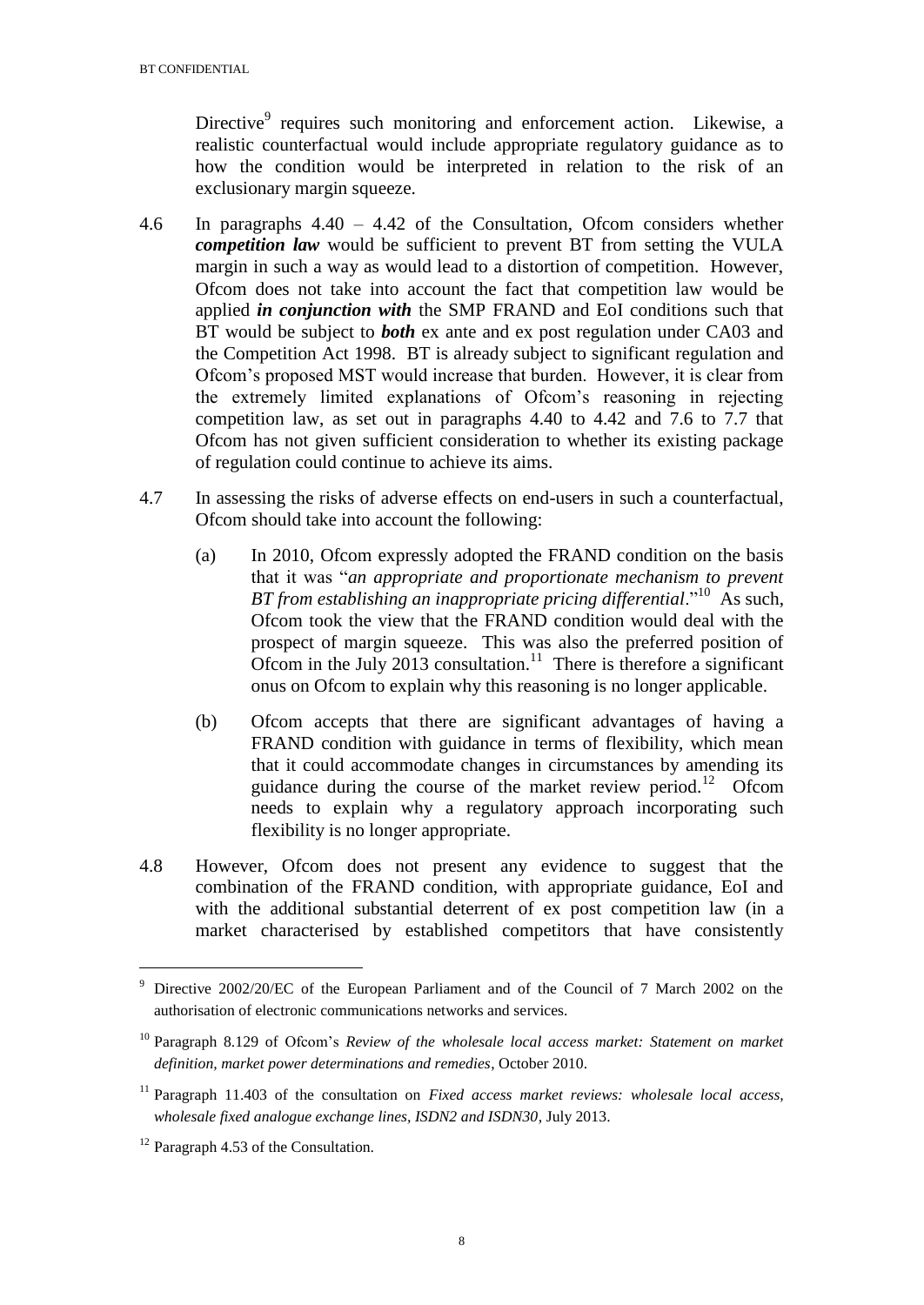Directive[9] requires such monitoring and enforcement action. Likewise, a realistic counterfactual would include appropriate regulatory guidance as to how the condition would be interpreted in relation to the risk of an exclusionary margin squeeze.

4.6 In paragraphs 4.40 – 4.42 of the Consultation, Ofcom considers whether ***competition law*** would be sufficient to prevent BT from setting the VULA margin in such a way as would lead to a distortion of competition. However, Ofcom does not take into account the fact that competition law would be applied ***in conjunction with*** the SMP FRAND and EoI conditions such that BT would be subject to ***both*** ex ante and ex post regulation under CA03 and the Competition Act 1998. BT is already subject to significant regulation and Ofcom's proposed MST would increase that burden. However, it is clear from the extremely limited explanations of Ofcom's reasoning in rejecting competition law, as set out in paragraphs 4.40 to 4.42 and 7.6 to 7.7 that Ofcom has not given sufficient consideration to whether its existing package of regulation could continue to achieve its aims.

4.7 In assessing the risks of adverse effects on end-users in such a counterfactual, Ofcom should take into account the following:

(a) In 2010, Ofcom expressly adopted the FRAND condition on the basis that it was "*an appropriate and proportionate mechanism to prevent BT from establishing an inappropriate pricing differential*."[10] As such, Ofcom took the view that the FRAND condition would deal with the prospect of margin squeeze. This was also the preferred position of Ofcom in the July 2013 consultation.[11] There is therefore a significant onus on Ofcom to explain why this reasoning is no longer applicable.

(b) Ofcom accepts that there are significant advantages of having a FRAND condition with guidance in terms of flexibility, which mean that it could accommodate changes in circumstances by amending its guidance during the course of the market review period.[12] Ofcom needs to explain why a regulatory approach incorporating such flexibility is no longer appropriate.

4.8 However, Ofcom does not present any evidence to suggest that the combination of the FRAND condition, with appropriate guidance, EoI and with the additional substantial deterrent of ex post competition law (in a market characterised by established competitors that have consistently

---

[9] Directive 2002/20/EC of the European Parliament and of the Council of 7 March 2002 on the authorisation of electronic communications networks and services.

[10] Paragraph 8.129 of Ofcom's *Review of the wholesale local access market: Statement on market definition, market power determinations and remedies*, October 2010.

[11] Paragraph 11.403 of the consultation on *Fixed access market reviews: wholesale local access, wholesale fixed analogue exchange lines, ISDN2 and ISDN30*, July 2013.

[12] Paragraph 4.53 of the Consultation.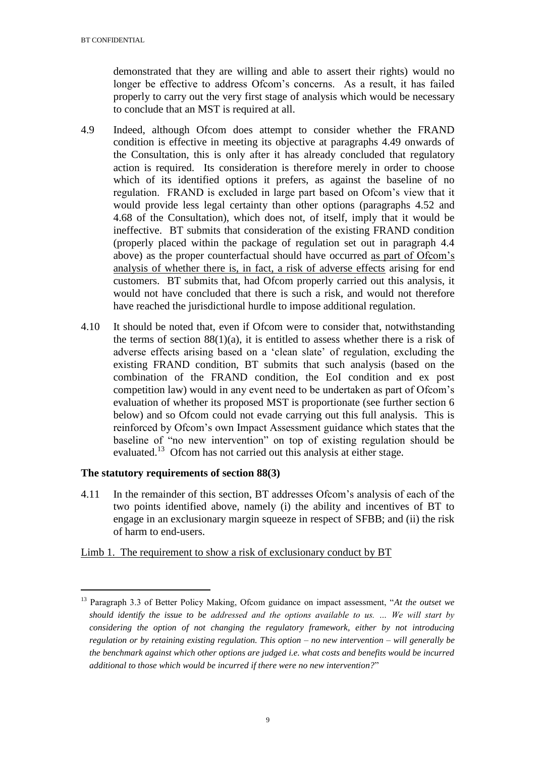demonstrated that they are willing and able to assert their rights) would no longer be effective to address Ofcom's concerns. As a result, it has failed properly to carry out the very first stage of analysis which would be necessary to conclude that an MST is required at all.

4.9 Indeed, although Ofcom does attempt to consider whether the FRAND condition is effective in meeting its objective at paragraphs 4.49 onwards of the Consultation, this is only after it has already concluded that regulatory action is required. Its consideration is therefore merely in order to choose which of its identified options it prefers, as against the baseline of no regulation. FRAND is excluded in large part based on Ofcom's view that it would provide less legal certainty than other options (paragraphs 4.52 and 4.68 of the Consultation), which does not, of itself, imply that it would be ineffective. BT submits that consideration of the existing FRAND condition (properly placed within the package of regulation set out in paragraph 4.4 above) as the proper counterfactual should have occurred <u>as part of Ofcom's analysis of whether there is, in fact, a risk of adverse effects</u> arising for end customers. BT submits that, had Ofcom properly carried out this analysis, it would not have concluded that there is such a risk, and would not therefore have reached the jurisdictional hurdle to impose additional regulation.

4.10 It should be noted that, even if Ofcom were to consider that, notwithstanding the terms of section 88(1)(a), it is entitled to assess whether there is a risk of adverse effects arising based on a 'clean slate' of regulation, excluding the existing FRAND condition, BT submits that such analysis (based on the combination of the FRAND condition, the EoI condition and ex post competition law) would in any event need to be undertaken as part of Ofcom's evaluation of whether its proposed MST is proportionate (see further section 6 below) and so Ofcom could not evade carrying out this full analysis. This is reinforced by Ofcom's own Impact Assessment guidance which states that the baseline of "no new intervention" on top of existing regulation should be evaluated.[13] Ofcom has not carried out this analysis at either stage.

**The statutory requirements of section 88(3)**

4.11 In the remainder of this section, BT addresses Ofcom's analysis of each of the two points identified above, namely (i) the ability and incentives of BT to engage in an exclusionary margin squeeze in respect of SFBB; and (ii) the risk of harm to end-users.

<u>Limb 1. The requirement to show a risk of exclusionary conduct by BT</u>

---

[13] Paragraph 3.3 of Better Policy Making, Ofcom guidance on impact assessment, "*At the outset we should identify the issue to be addressed and the options available to us. … We will start by considering the option of not changing the regulatory framework, either by not introducing regulation or by retaining existing regulation. This option – no new intervention – will generally be the benchmark against which other options are judged i.e. what costs and benefits would be incurred additional to those which would be incurred if there were no new intervention?*"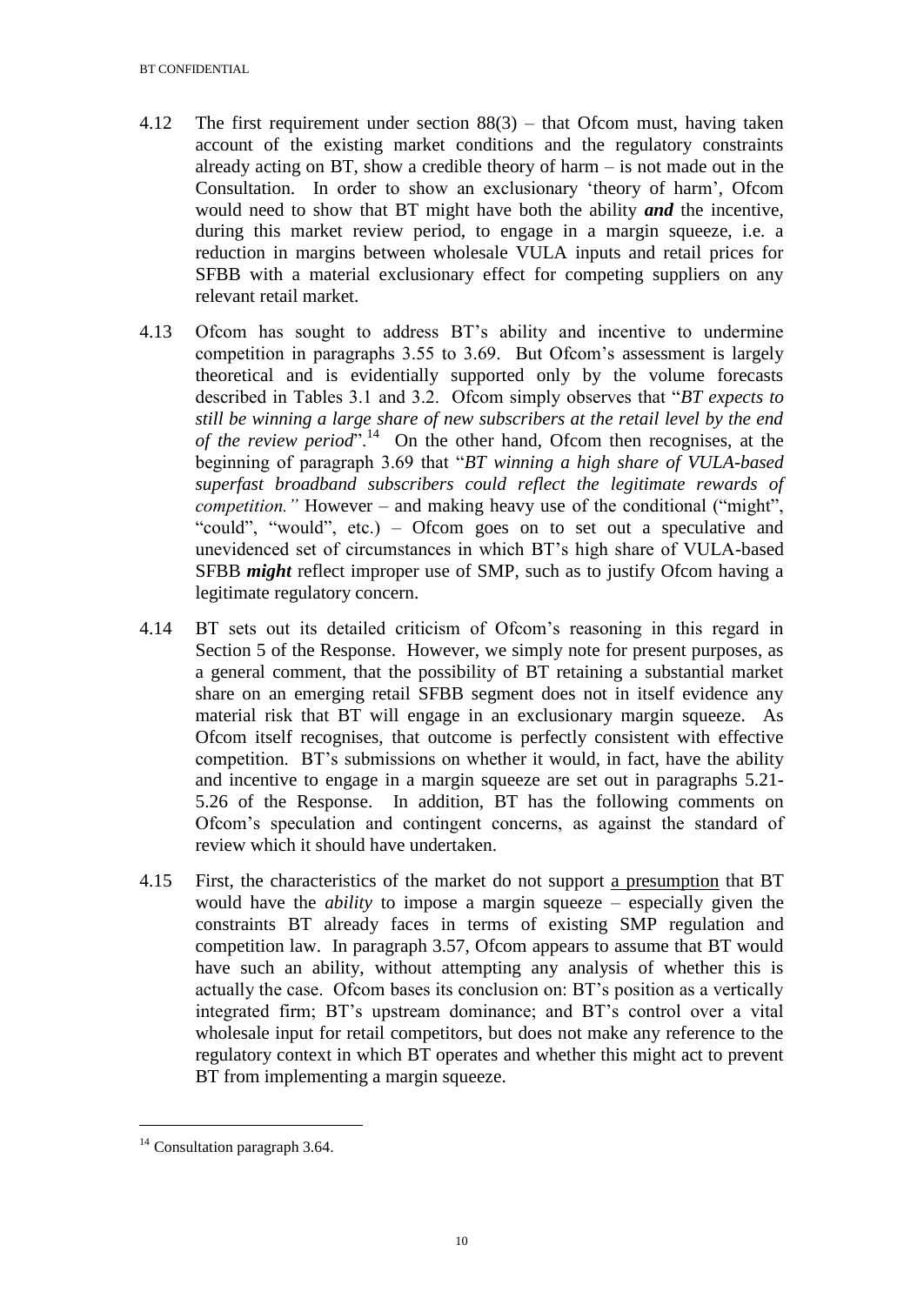4.12 The first requirement under section 88(3) – that Ofcom must, having taken account of the existing market conditions and the regulatory constraints already acting on BT, show a credible theory of harm – is not made out in the Consultation. In order to show an exclusionary 'theory of harm', Ofcom would need to show that BT might have both the ability ***and*** the incentive, during this market review period, to engage in a margin squeeze, i.e. a reduction in margins between wholesale VULA inputs and retail prices for SFBB with a material exclusionary effect for competing suppliers on any relevant retail market.

4.13 Ofcom has sought to address BT's ability and incentive to undermine competition in paragraphs 3.55 to 3.69. But Ofcom's assessment is largely theoretical and is evidentially supported only by the volume forecasts described in Tables 3.1 and 3.2. Ofcom simply observes that "*BT expects to still be winning a large share of new subscribers at the retail level by the end of the review period*".[14] On the other hand, Ofcom then recognises, at the beginning of paragraph 3.69 that "*BT winning a high share of VULA-based superfast broadband subscribers could reflect the legitimate rewards of competition."* However – and making heavy use of the conditional ("might", "could", "would", etc.) – Ofcom goes on to set out a speculative and unevidenced set of circumstances in which BT's high share of VULA-based SFBB ***might*** reflect improper use of SMP, such as to justify Ofcom having a legitimate regulatory concern.

4.14 BT sets out its detailed criticism of Ofcom's reasoning in this regard in Section 5 of the Response. However, we simply note for present purposes, as a general comment, that the possibility of BT retaining a substantial market share on an emerging retail SFBB segment does not in itself evidence any material risk that BT will engage in an exclusionary margin squeeze. As Ofcom itself recognises, that outcome is perfectly consistent with effective competition. BT's submissions on whether it would, in fact, have the ability and incentive to engage in a margin squeeze are set out in paragraphs 5.21-5.26 of the Response. In addition, BT has the following comments on Ofcom's speculation and contingent concerns, as against the standard of review which it should have undertaken.

4.15 First, the characteristics of the market do not support a presumption that BT would have the *ability* to impose a margin squeeze – especially given the constraints BT already faces in terms of existing SMP regulation and competition law. In paragraph 3.57, Ofcom appears to assume that BT would have such an ability, without attempting any analysis of whether this is actually the case. Ofcom bases its conclusion on: BT's position as a vertically integrated firm; BT's upstream dominance; and BT's control over a vital wholesale input for retail competitors, but does not make any reference to the regulatory context in which BT operates and whether this might act to prevent BT from implementing a margin squeeze.

[14] Consultation paragraph 3.64.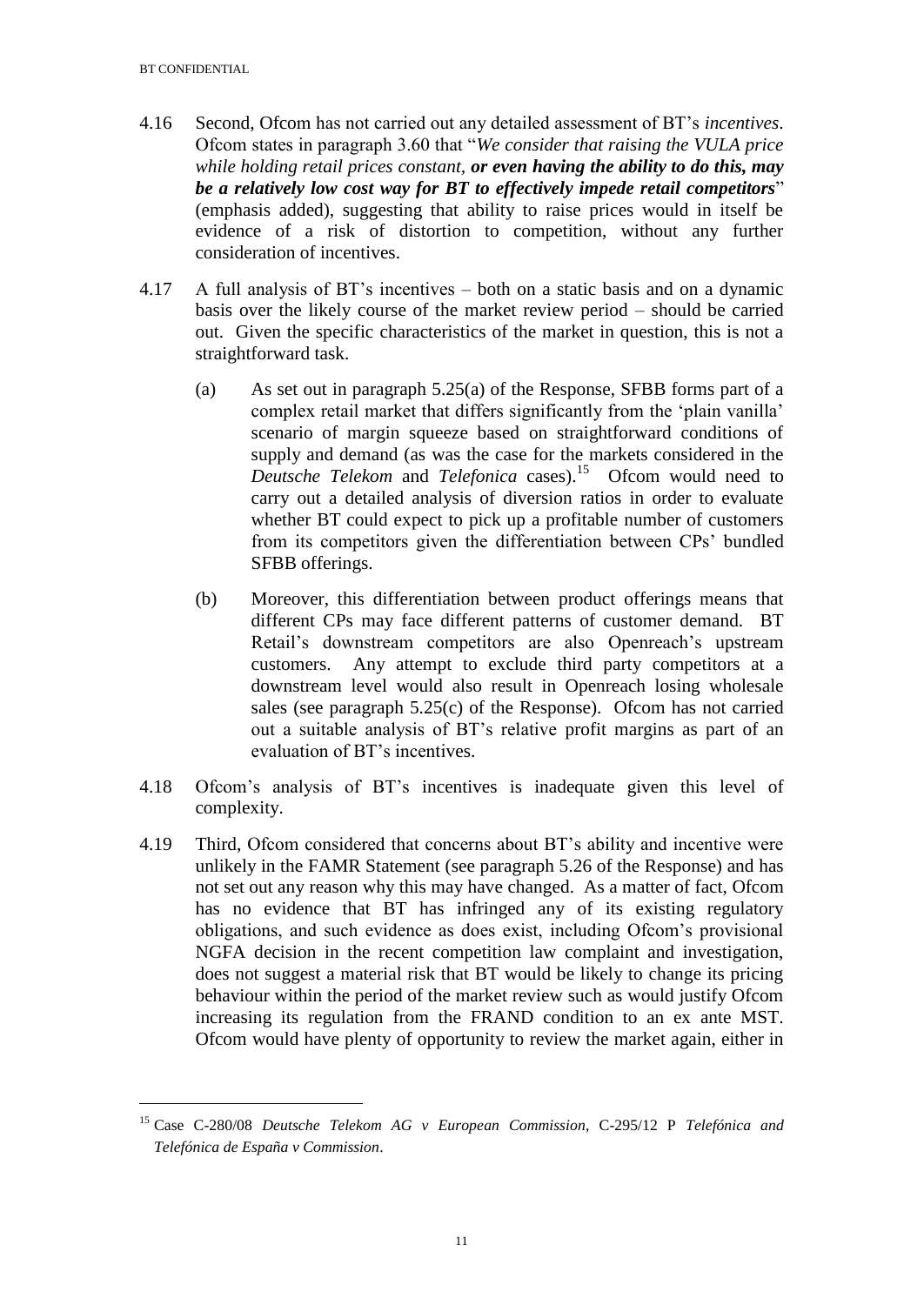4.16 Second, Ofcom has not carried out any detailed assessment of BT's *incentives*. Ofcom states in paragraph 3.60 that "*We consider that raising the VULA price while holding retail prices constant, **or even having the ability to do this, may be a relatively low cost way for BT to effectively impede retail competitors***" (emphasis added), suggesting that ability to raise prices would in itself be evidence of a risk of distortion to competition, without any further consideration of incentives.

4.17 A full analysis of BT's incentives – both on a static basis and on a dynamic basis over the likely course of the market review period – should be carried out. Given the specific characteristics of the market in question, this is not a straightforward task.

(a) As set out in paragraph 5.25(a) of the Response, SFBB forms part of a complex retail market that differs significantly from the 'plain vanilla' scenario of margin squeeze based on straightforward conditions of supply and demand (as was the case for the markets considered in the *Deutsche Telekom* and *Telefonica* cases).[15] Ofcom would need to carry out a detailed analysis of diversion ratios in order to evaluate whether BT could expect to pick up a profitable number of customers from its competitors given the differentiation between CPs' bundled SFBB offerings.

(b) Moreover, this differentiation between product offerings means that different CPs may face different patterns of customer demand. BT Retail's downstream competitors are also Openreach's upstream customers. Any attempt to exclude third party competitors at a downstream level would also result in Openreach losing wholesale sales (see paragraph 5.25(c) of the Response). Ofcom has not carried out a suitable analysis of BT's relative profit margins as part of an evaluation of BT's incentives.

4.18 Ofcom's analysis of BT's incentives is inadequate given this level of complexity.

4.19 Third, Ofcom considered that concerns about BT's ability and incentive were unlikely in the FAMR Statement (see paragraph 5.26 of the Response) and has not set out any reason why this may have changed. As a matter of fact, Ofcom has no evidence that BT has infringed any of its existing regulatory obligations, and such evidence as does exist, including Ofcom's provisional NGFA decision in the recent competition law complaint and investigation, does not suggest a material risk that BT would be likely to change its pricing behaviour within the period of the market review such as would justify Ofcom increasing its regulation from the FRAND condition to an ex ante MST. Ofcom would have plenty of opportunity to review the market again, either in

[15] Case C-280/08 *Deutsche Telekom AG v European Commission*, C-295/12 P *Telefónica and Telefónica de España v Commission*.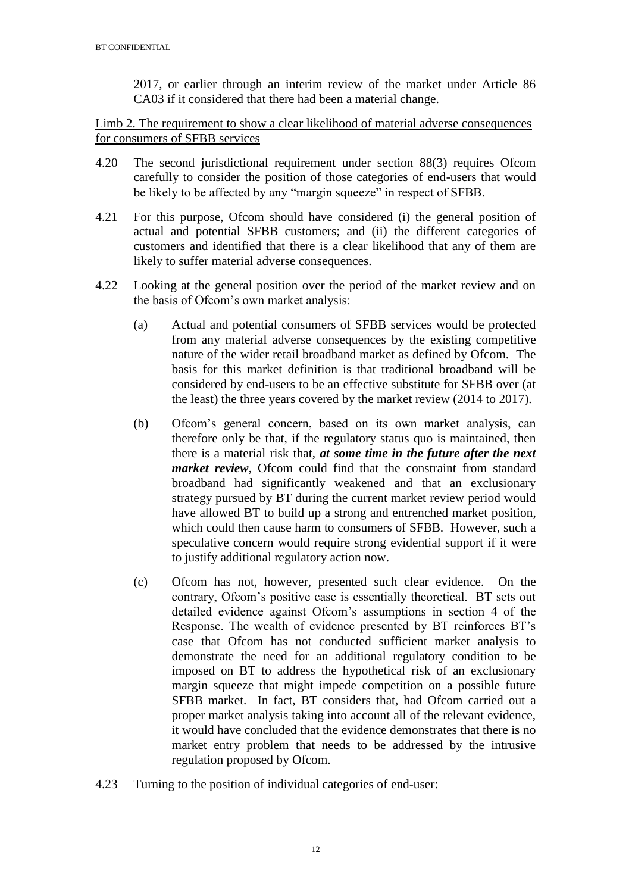2017, or earlier through an interim review of the market under Article 86 CA03 if it considered that there had been a material change.

Limb 2. The requirement to show a clear likelihood of material adverse consequences for consumers of SFBB services

4.20 The second jurisdictional requirement under section 88(3) requires Ofcom carefully to consider the position of those categories of end-users that would be likely to be affected by any "margin squeeze" in respect of SFBB.

4.21 For this purpose, Ofcom should have considered (i) the general position of actual and potential SFBB customers; and (ii) the different categories of customers and identified that there is a clear likelihood that any of them are likely to suffer material adverse consequences.

4.22 Looking at the general position over the period of the market review and on the basis of Ofcom's own market analysis:

(a) Actual and potential consumers of SFBB services would be protected from any material adverse consequences by the existing competitive nature of the wider retail broadband market as defined by Ofcom. The basis for this market definition is that traditional broadband will be considered by end-users to be an effective substitute for SFBB over (at the least) the three years covered by the market review (2014 to 2017).

(b) Ofcom's general concern, based on its own market analysis, can therefore only be that, if the regulatory status quo is maintained, then there is a material risk that, ***at some time in the future after the next market review***, Ofcom could find that the constraint from standard broadband had significantly weakened and that an exclusionary strategy pursued by BT during the current market review period would have allowed BT to build up a strong and entrenched market position, which could then cause harm to consumers of SFBB. However, such a speculative concern would require strong evidential support if it were to justify additional regulatory action now.

(c) Ofcom has not, however, presented such clear evidence. On the contrary, Ofcom's positive case is essentially theoretical. BT sets out detailed evidence against Ofcom's assumptions in section 4 of the Response. The wealth of evidence presented by BT reinforces BT's case that Ofcom has not conducted sufficient market analysis to demonstrate the need for an additional regulatory condition to be imposed on BT to address the hypothetical risk of an exclusionary margin squeeze that might impede competition on a possible future SFBB market. In fact, BT considers that, had Ofcom carried out a proper market analysis taking into account all of the relevant evidence, it would have concluded that the evidence demonstrates that there is no market entry problem that needs to be addressed by the intrusive regulation proposed by Ofcom.

4.23 Turning to the position of individual categories of end-user: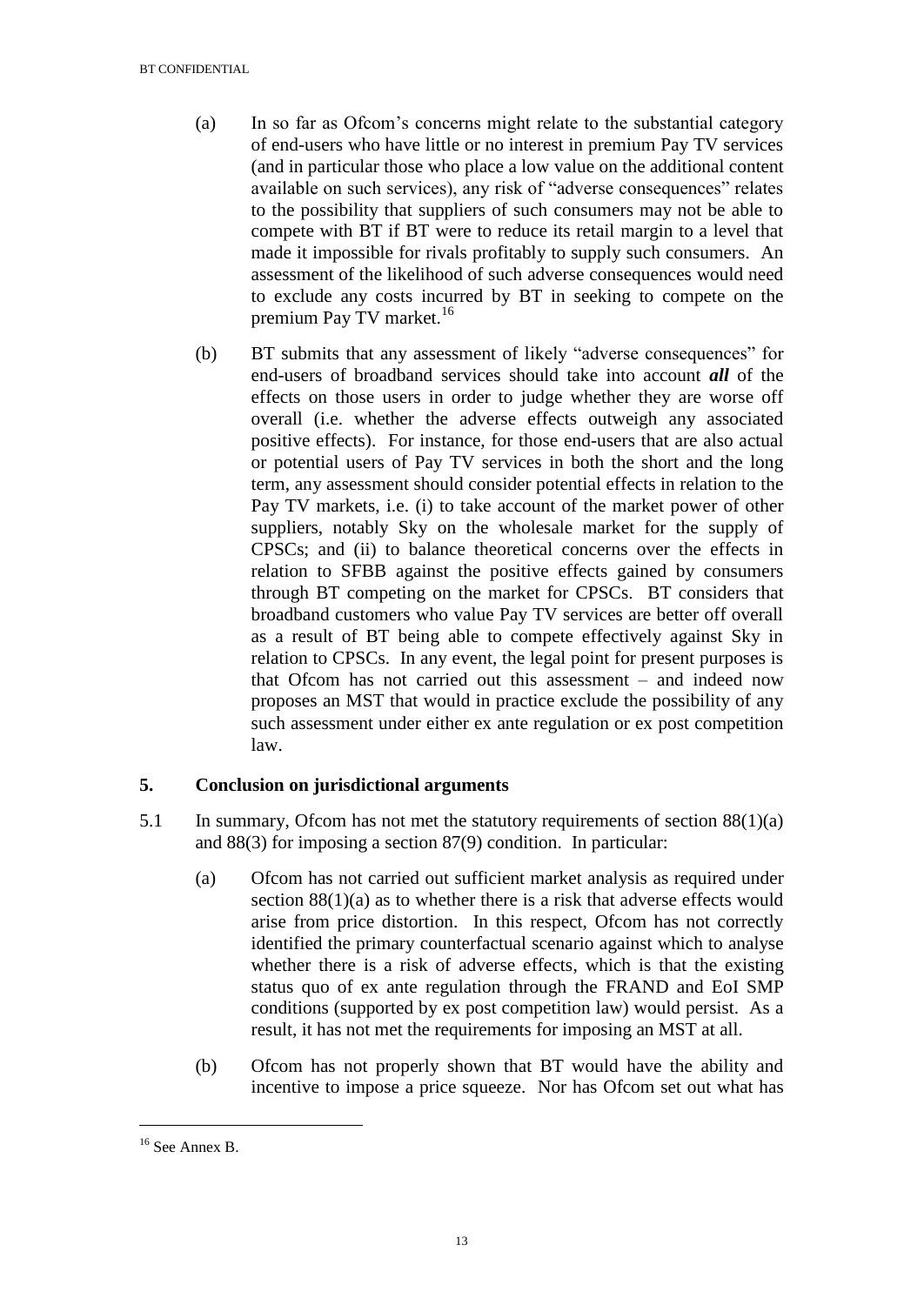(a) In so far as Ofcom's concerns might relate to the substantial category of end-users who have little or no interest in premium Pay TV services (and in particular those who place a low value on the additional content available on such services), any risk of "adverse consequences" relates to the possibility that suppliers of such consumers may not be able to compete with BT if BT were to reduce its retail margin to a level that made it impossible for rivals profitably to supply such consumers. An assessment of the likelihood of such adverse consequences would need to exclude any costs incurred by BT in seeking to compete on the premium Pay TV market.[16]

(b) BT submits that any assessment of likely "adverse consequences" for end-users of broadband services should take into account ***all*** of the effects on those users in order to judge whether they are worse off overall (i.e. whether the adverse effects outweigh any associated positive effects). For instance, for those end-users that are also actual or potential users of Pay TV services in both the short and the long term, any assessment should consider potential effects in relation to the Pay TV markets, i.e. (i) to take account of the market power of other suppliers, notably Sky on the wholesale market for the supply of CPSCs; and (ii) to balance theoretical concerns over the effects in relation to SFBB against the positive effects gained by consumers through BT competing on the market for CPSCs. BT considers that broadband customers who value Pay TV services are better off overall as a result of BT being able to compete effectively against Sky in relation to CPSCs. In any event, the legal point for present purposes is that Ofcom has not carried out this assessment – and indeed now proposes an MST that would in practice exclude the possibility of any such assessment under either ex ante regulation or ex post competition law.

## 5. Conclusion on jurisdictional arguments

5.1 In summary, Ofcom has not met the statutory requirements of section 88(1)(a) and 88(3) for imposing a section 87(9) condition. In particular:

(a) Ofcom has not carried out sufficient market analysis as required under section 88(1)(a) as to whether there is a risk that adverse effects would arise from price distortion. In this respect, Ofcom has not correctly identified the primary counterfactual scenario against which to analyse whether there is a risk of adverse effects, which is that the existing status quo of ex ante regulation through the FRAND and EoI SMP conditions (supported by ex post competition law) would persist. As a result, it has not met the requirements for imposing an MST at all.

(b) Ofcom has not properly shown that BT would have the ability and incentive to impose a price squeeze. Nor has Ofcom set out what has

[16] See Annex B.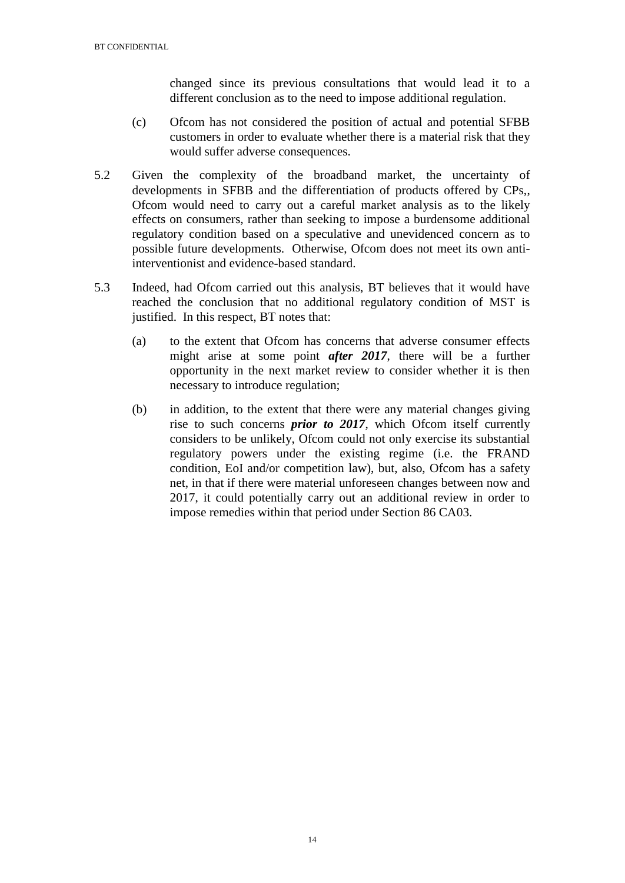changed since its previous consultations that would lead it to a different conclusion as to the need to impose additional regulation.

(c) Ofcom has not considered the position of actual and potential SFBB customers in order to evaluate whether there is a material risk that they would suffer adverse consequences.

5.2 Given the complexity of the broadband market, the uncertainty of developments in SFBB and the differentiation of products offered by CPs,, Ofcom would need to carry out a careful market analysis as to the likely effects on consumers, rather than seeking to impose a burdensome additional regulatory condition based on a speculative and unevidenced concern as to possible future developments. Otherwise, Ofcom does not meet its own anti-interventionist and evidence-based standard.

5.3 Indeed, had Ofcom carried out this analysis, BT believes that it would have reached the conclusion that no additional regulatory condition of MST is justified. In this respect, BT notes that:

(a) to the extent that Ofcom has concerns that adverse consumer effects might arise at some point ***after 2017***, there will be a further opportunity in the next market review to consider whether it is then necessary to introduce regulation;

(b) in addition, to the extent that there were any material changes giving rise to such concerns ***prior to 2017***, which Ofcom itself currently considers to be unlikely, Ofcom could not only exercise its substantial regulatory powers under the existing regime (i.e. the FRAND condition, EoI and/or competition law), but, also, Ofcom has a safety net, in that if there were material unforeseen changes between now and 2017, it could potentially carry out an additional review in order to impose remedies within that period under Section 86 CA03.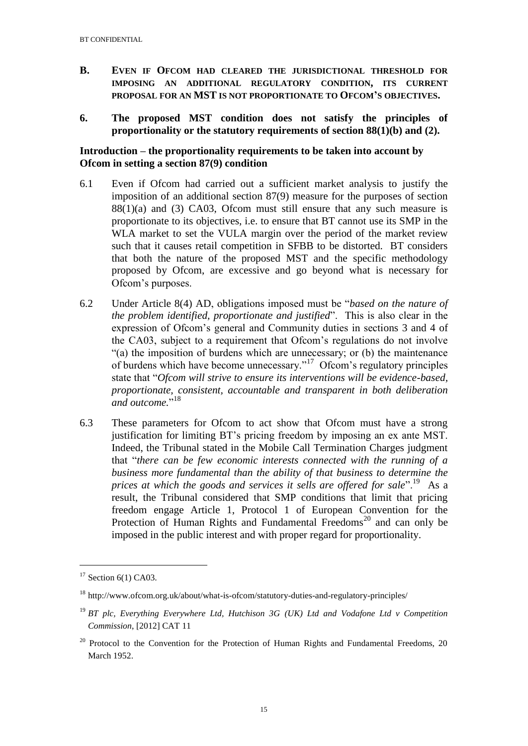## B. EVEN IF OFCOM HAD CLEARED THE JURISDICTIONAL THRESHOLD FOR IMPOSING AN ADDITIONAL REGULATORY CONDITION, ITS CURRENT PROPOSAL FOR AN MST IS NOT PROPORTIONATE TO OFCOM'S OBJECTIVES.

## 6. The proposed MST condition does not satisfy the principles of proportionality or the statutory requirements of section 88(1)(b) and (2).

### Introduction – the proportionality requirements to be taken into account by Ofcom in setting a section 87(9) condition

6.1 Even if Ofcom had carried out a sufficient market analysis to justify the imposition of an additional section 87(9) measure for the purposes of section 88(1)(a) and (3) CA03, Ofcom must still ensure that any such measure is proportionate to its objectives, i.e. to ensure that BT cannot use its SMP in the WLA market to set the VULA margin over the period of the market review such that it causes retail competition in SFBB to be distorted. BT considers that both the nature of the proposed MST and the specific methodology proposed by Ofcom, are excessive and go beyond what is necessary for Ofcom's purposes.

6.2 Under Article 8(4) AD, obligations imposed must be "*based on the nature of the problem identified, proportionate and justified*". This is also clear in the expression of Ofcom's general and Community duties in sections 3 and 4 of the CA03, subject to a requirement that Ofcom's regulations do not involve "(a) the imposition of burdens which are unnecessary; or (b) the maintenance of burdens which have become unnecessary."[17] Ofcom's regulatory principles state that "*Ofcom will strive to ensure its interventions will be evidence-based, proportionate, consistent, accountable and transparent in both deliberation and outcome.*"[18]

6.3 These parameters for Ofcom to act show that Ofcom must have a strong justification for limiting BT's pricing freedom by imposing an ex ante MST. Indeed, the Tribunal stated in the Mobile Call Termination Charges judgment that "*there can be few economic interests connected with the running of a business more fundamental than the ability of that business to determine the prices at which the goods and services it sells are offered for sale*".[19] As a result, the Tribunal considered that SMP conditions that limit that pricing freedom engage Article 1, Protocol 1 of European Convention for the Protection of Human Rights and Fundamental Freedoms[20] and can only be imposed in the public interest and with proper regard for proportionality.

---

[17] Section 6(1) CA03.

[18] http://www.ofcom.org.uk/about/what-is-ofcom/statutory-duties-and-regulatory-principles/

[19] *BT plc, Everything Everywhere Ltd, Hutchison 3G (UK) Ltd and Vodafone Ltd v Competition Commission*, [2012] CAT 11

[20] Protocol to the Convention for the Protection of Human Rights and Fundamental Freedoms, 20 March 1952.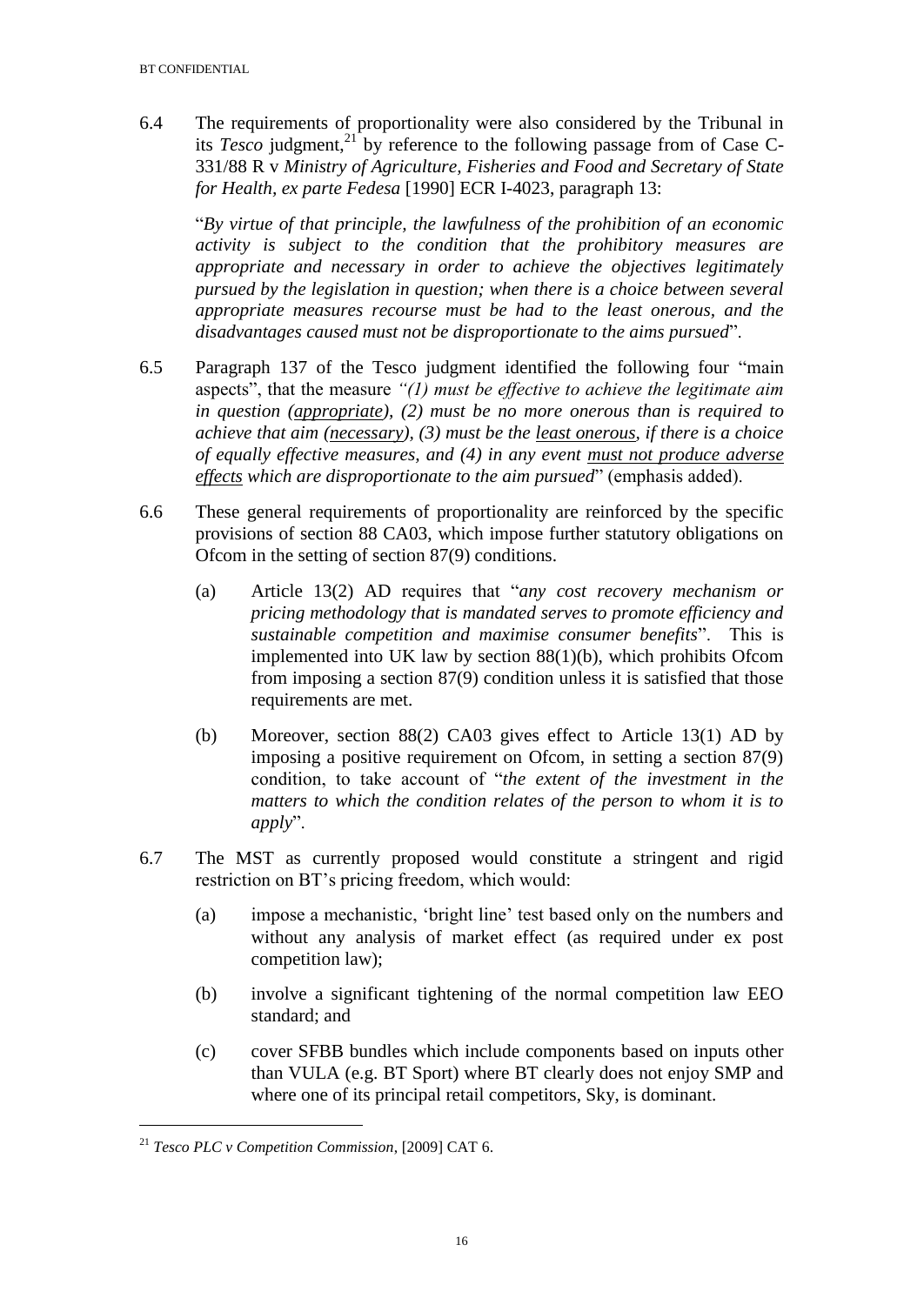6.4 The requirements of proportionality were also considered by the Tribunal in its *Tesco* judgment,[21] by reference to the following passage from of Case C-331/88 R v *Ministry of Agriculture, Fisheries and Food and Secretary of State for Health, ex parte Fedesa* [1990] ECR I-4023, paragraph 13:

> "*By virtue of that principle, the lawfulness of the prohibition of an economic activity is subject to the condition that the prohibitory measures are appropriate and necessary in order to achieve the objectives legitimately pursued by the legislation in question; when there is a choice between several appropriate measures recourse must be had to the least onerous, and the disadvantages caused must not be disproportionate to the aims pursued*".

6.5 Paragraph 137 of the Tesco judgment identified the following four "main aspects", that the measure *"(1) must be effective to achieve the legitimate aim in question (<u>appropriate</u>), (2) must be no more onerous than is required to achieve that aim (<u>necessary</u>), (3) must be the <u>least onerous</u>, if there is a choice of equally effective measures, and (4) in any event <u>must not produce adverse effects</u> which are disproportionate to the aim pursued*" (emphasis added).

6.6 These general requirements of proportionality are reinforced by the specific provisions of section 88 CA03, which impose further statutory obligations on Ofcom in the setting of section 87(9) conditions.

(a) Article 13(2) AD requires that "*any cost recovery mechanism or pricing methodology that is mandated serves to promote efficiency and sustainable competition and maximise consumer benefits*". This is implemented into UK law by section 88(1)(b), which prohibits Ofcom from imposing a section 87(9) condition unless it is satisfied that those requirements are met.

(b) Moreover, section 88(2) CA03 gives effect to Article 13(1) AD by imposing a positive requirement on Ofcom, in setting a section 87(9) condition, to take account of "*the extent of the investment in the matters to which the condition relates of the person to whom it is to apply*".

6.7 The MST as currently proposed would constitute a stringent and rigid restriction on BT's pricing freedom, which would:

(a) impose a mechanistic, 'bright line' test based only on the numbers and without any analysis of market effect (as required under ex post competition law);

(b) involve a significant tightening of the normal competition law EEO standard; and

(c) cover SFBB bundles which include components based on inputs other than VULA (e.g. BT Sport) where BT clearly does not enjoy SMP and where one of its principal retail competitors, Sky, is dominant.

---

[21] *Tesco PLC v Competition Commission*, [2009] CAT 6.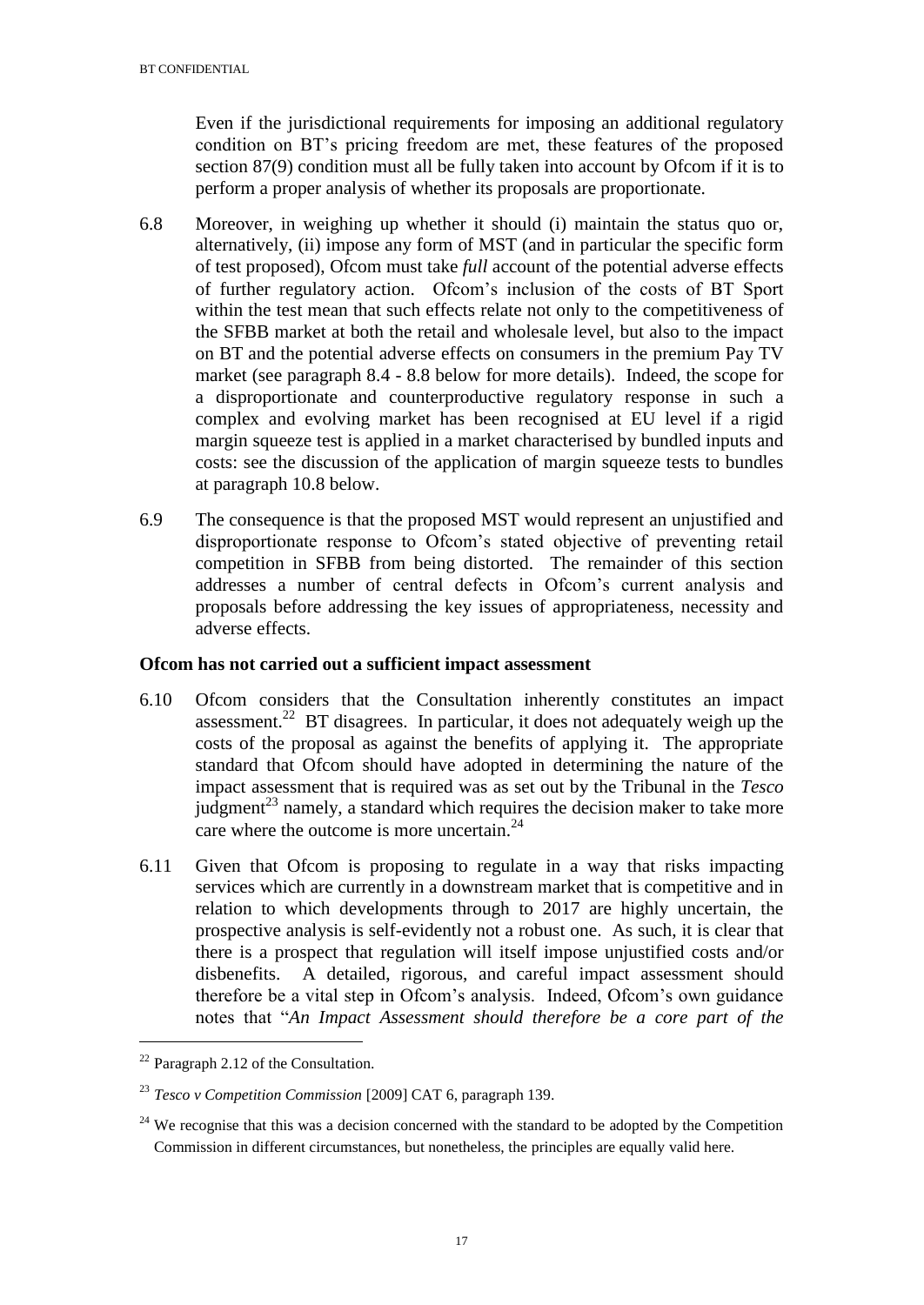Even if the jurisdictional requirements for imposing an additional regulatory condition on BT's pricing freedom are met, these features of the proposed section 87(9) condition must all be fully taken into account by Ofcom if it is to perform a proper analysis of whether its proposals are proportionate.

6.8 Moreover, in weighing up whether it should (i) maintain the status quo or, alternatively, (ii) impose any form of MST (and in particular the specific form of test proposed), Ofcom must take *full* account of the potential adverse effects of further regulatory action. Ofcom's inclusion of the costs of BT Sport within the test mean that such effects relate not only to the competitiveness of the SFBB market at both the retail and wholesale level, but also to the impact on BT and the potential adverse effects on consumers in the premium Pay TV market (see paragraph 8.4 - 8.8 below for more details). Indeed, the scope for a disproportionate and counterproductive regulatory response in such a complex and evolving market has been recognised at EU level if a rigid margin squeeze test is applied in a market characterised by bundled inputs and costs: see the discussion of the application of margin squeeze tests to bundles at paragraph 10.8 below.

6.9 The consequence is that the proposed MST would represent an unjustified and disproportionate response to Ofcom's stated objective of preventing retail competition in SFBB from being distorted. The remainder of this section addresses a number of central defects in Ofcom's current analysis and proposals before addressing the key issues of appropriateness, necessity and adverse effects.

**Ofcom has not carried out a sufficient impact assessment**

6.10 Ofcom considers that the Consultation inherently constitutes an impact assessment.[22] BT disagrees. In particular, it does not adequately weigh up the costs of the proposal as against the benefits of applying it. The appropriate standard that Ofcom should have adopted in determining the nature of the impact assessment that is required was as set out by the Tribunal in the *Tesco* judgment[23] namely, a standard which requires the decision maker to take more care where the outcome is more uncertain.[24]

6.11 Given that Ofcom is proposing to regulate in a way that risks impacting services which are currently in a downstream market that is competitive and in relation to which developments through to 2017 are highly uncertain, the prospective analysis is self-evidently not a robust one. As such, it is clear that there is a prospect that regulation will itself impose unjustified costs and/or disbenefits. A detailed, rigorous, and careful impact assessment should therefore be a vital step in Ofcom's analysis. Indeed, Ofcom's own guidance notes that "*An Impact Assessment should therefore be a core part of the*

---

[22] Paragraph 2.12 of the Consultation.

[23] *Tesco v Competition Commission* [2009] CAT 6, paragraph 139.

[24] We recognise that this was a decision concerned with the standard to be adopted by the Competition Commission in different circumstances, but nonetheless, the principles are equally valid here.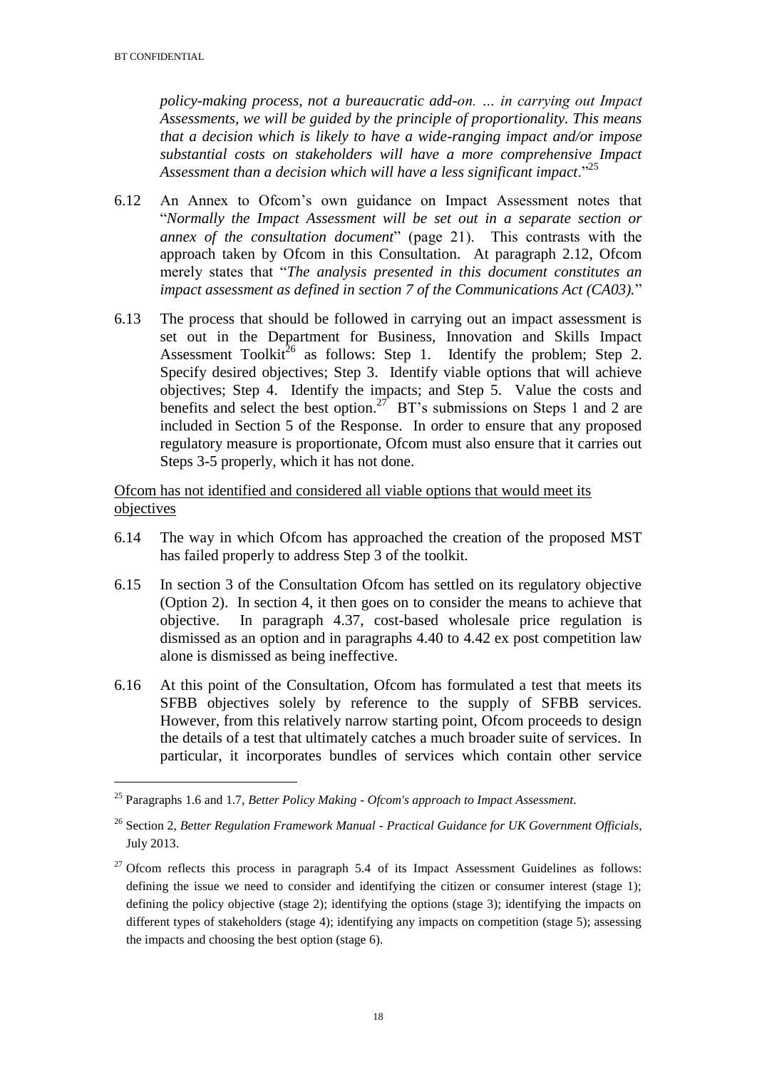*policy-making process, not a bureaucratic add-on. … in carrying out Impact Assessments, we will be guided by the principle of proportionality. This means that a decision which is likely to have a wide-ranging impact and/or impose substantial costs on stakeholders will have a more comprehensive Impact Assessment than a decision which will have a less significant impact*."[25]

6.12 An Annex to Ofcom's own guidance on Impact Assessment notes that "*Normally the Impact Assessment will be set out in a separate section or annex of the consultation document*" (page 21). This contrasts with the approach taken by Ofcom in this Consultation. At paragraph 2.12, Ofcom merely states that "*The analysis presented in this document constitutes an impact assessment as defined in section 7 of the Communications Act (CA03).*"

6.13 The process that should be followed in carrying out an impact assessment is set out in the Department for Business, Innovation and Skills Impact Assessment Toolkit[26] as follows: Step 1. Identify the problem; Step 2. Specify desired objectives; Step 3. Identify viable options that will achieve objectives; Step 4. Identify the impacts; and Step 5. Value the costs and benefits and select the best option.[27] BT's submissions on Steps 1 and 2 are included in Section 5 of the Response. In order to ensure that any proposed regulatory measure is proportionate, Ofcom must also ensure that it carries out Steps 3-5 properly, which it has not done.

<u>Ofcom has not identified and considered all viable options that would meet its objectives</u>

6.14 The way in which Ofcom has approached the creation of the proposed MST has failed properly to address Step 3 of the toolkit.

6.15 In section 3 of the Consultation Ofcom has settled on its regulatory objective (Option 2). In section 4, it then goes on to consider the means to achieve that objective. In paragraph 4.37, cost-based wholesale price regulation is dismissed as an option and in paragraphs 4.40 to 4.42 ex post competition law alone is dismissed as being ineffective.

6.16 At this point of the Consultation, Ofcom has formulated a test that meets its SFBB objectives solely by reference to the supply of SFBB services. However, from this relatively narrow starting point, Ofcom proceeds to design the details of a test that ultimately catches a much broader suite of services. In particular, it incorporates bundles of services which contain other service

---

[25] Paragraphs 1.6 and 1.7, *Better Policy Making - Ofcom's approach to Impact Assessment*.

[26] Section 2, *Better Regulation Framework Manual - Practical Guidance for UK Government Officials*, July 2013.

[27] Ofcom reflects this process in paragraph 5.4 of its Impact Assessment Guidelines as follows: defining the issue we need to consider and identifying the citizen or consumer interest (stage 1); defining the policy objective (stage 2); identifying the options (stage 3); identifying the impacts on different types of stakeholders (stage 4); identifying any impacts on competition (stage 5); assessing the impacts and choosing the best option (stage 6).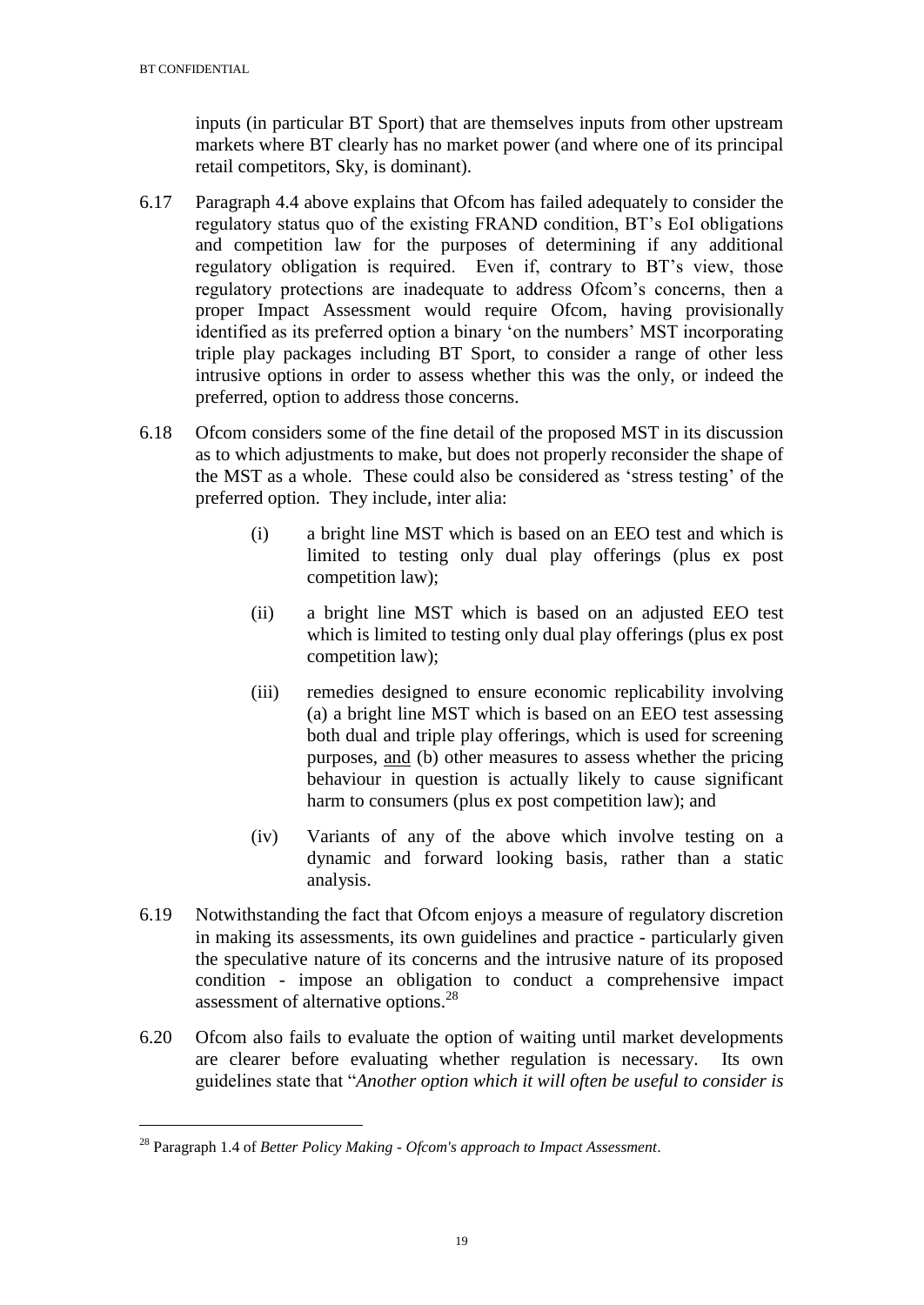inputs (in particular BT Sport) that are themselves inputs from other upstream markets where BT clearly has no market power (and where one of its principal retail competitors, Sky, is dominant).

6.17 Paragraph 4.4 above explains that Ofcom has failed adequately to consider the regulatory status quo of the existing FRAND condition, BT's EoI obligations and competition law for the purposes of determining if any additional regulatory obligation is required. Even if, contrary to BT's view, those regulatory protections are inadequate to address Ofcom's concerns, then a proper Impact Assessment would require Ofcom, having provisionally identified as its preferred option a binary 'on the numbers' MST incorporating triple play packages including BT Sport, to consider a range of other less intrusive options in order to assess whether this was the only, or indeed the preferred, option to address those concerns.

6.18 Ofcom considers some of the fine detail of the proposed MST in its discussion as to which adjustments to make, but does not properly reconsider the shape of the MST as a whole. These could also be considered as 'stress testing' of the preferred option. They include, inter alia:

(i) a bright line MST which is based on an EEO test and which is limited to testing only dual play offerings (plus ex post competition law);

(ii) a bright line MST which is based on an adjusted EEO test which is limited to testing only dual play offerings (plus ex post competition law);

(iii) remedies designed to ensure economic replicability involving (a) a bright line MST which is based on an EEO test assessing both dual and triple play offerings, which is used for screening purposes, <u>and</u> (b) other measures to assess whether the pricing behaviour in question is actually likely to cause significant harm to consumers (plus ex post competition law); and

(iv) Variants of any of the above which involve testing on a dynamic and forward looking basis, rather than a static analysis.

6.19 Notwithstanding the fact that Ofcom enjoys a measure of regulatory discretion in making its assessments, its own guidelines and practice - particularly given the speculative nature of its concerns and the intrusive nature of its proposed condition - impose an obligation to conduct a comprehensive impact assessment of alternative options.[28]

6.20 Ofcom also fails to evaluate the option of waiting until market developments are clearer before evaluating whether regulation is necessary. Its own guidelines state that "*Another option which it will often be useful to consider is*

---

[28] Paragraph 1.4 of *Better Policy Making - Ofcom's approach to Impact Assessment*.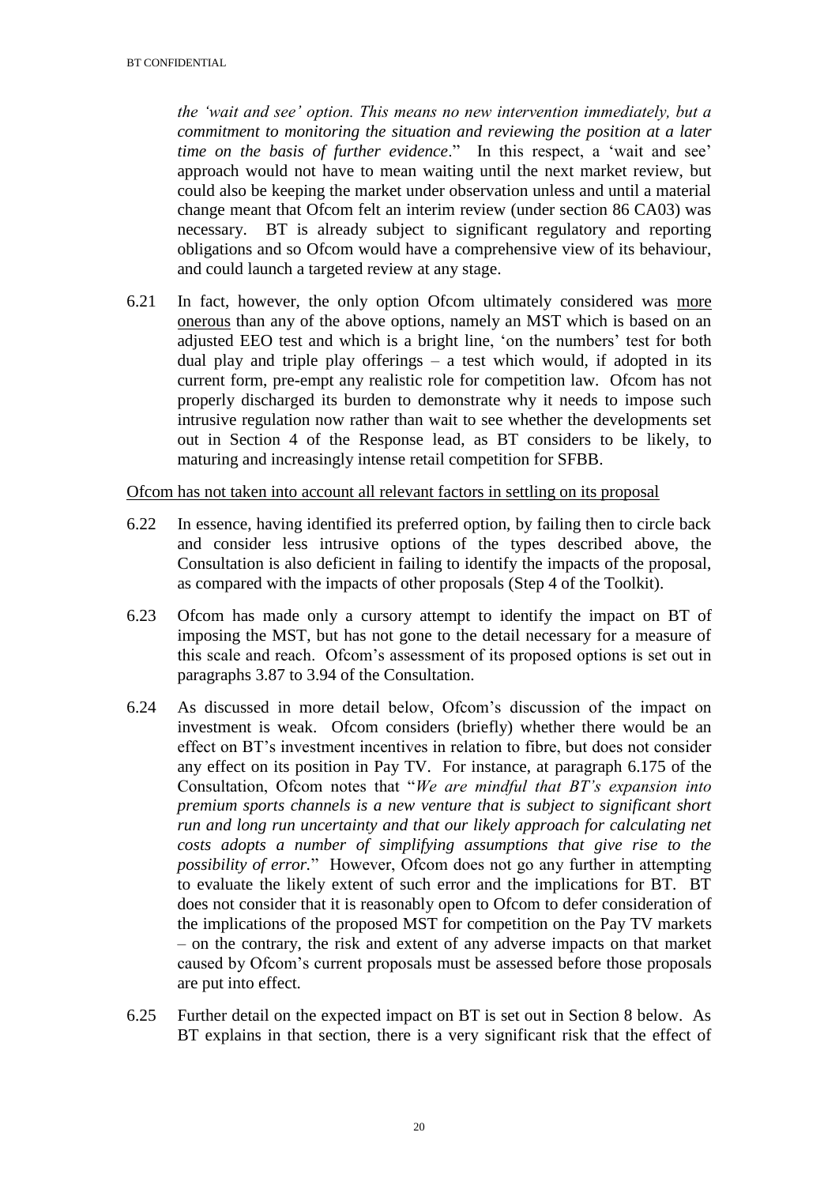*the 'wait and see' option. This means no new intervention immediately, but a commitment to monitoring the situation and reviewing the position at a later time on the basis of further evidence*." In this respect, a 'wait and see' approach would not have to mean waiting until the next market review, but could also be keeping the market under observation unless and until a material change meant that Ofcom felt an interim review (under section 86 CA03) was necessary. BT is already subject to significant regulatory and reporting obligations and so Ofcom would have a comprehensive view of its behaviour, and could launch a targeted review at any stage.

6.21 In fact, however, the only option Ofcom ultimately considered was <u>more onerous</u> than any of the above options, namely an MST which is based on an adjusted EEO test and which is a bright line, 'on the numbers' test for both dual play and triple play offerings – a test which would, if adopted in its current form, pre-empt any realistic role for competition law. Ofcom has not properly discharged its burden to demonstrate why it needs to impose such intrusive regulation now rather than wait to see whether the developments set out in Section 4 of the Response lead, as BT considers to be likely, to maturing and increasingly intense retail competition for SFBB.

<u>Ofcom has not taken into account all relevant factors in settling on its proposal</u>

6.22 In essence, having identified its preferred option, by failing then to circle back and consider less intrusive options of the types described above, the Consultation is also deficient in failing to identify the impacts of the proposal, as compared with the impacts of other proposals (Step 4 of the Toolkit).

6.23 Ofcom has made only a cursory attempt to identify the impact on BT of imposing the MST, but has not gone to the detail necessary for a measure of this scale and reach. Ofcom's assessment of its proposed options is set out in paragraphs 3.87 to 3.94 of the Consultation.

6.24 As discussed in more detail below, Ofcom's discussion of the impact on investment is weak. Ofcom considers (briefly) whether there would be an effect on BT's investment incentives in relation to fibre, but does not consider any effect on its position in Pay TV. For instance, at paragraph 6.175 of the Consultation, Ofcom notes that "*We are mindful that BT's expansion into premium sports channels is a new venture that is subject to significant short run and long run uncertainty and that our likely approach for calculating net costs adopts a number of simplifying assumptions that give rise to the possibility of error.*" However, Ofcom does not go any further in attempting to evaluate the likely extent of such error and the implications for BT. BT does not consider that it is reasonably open to Ofcom to defer consideration of the implications of the proposed MST for competition on the Pay TV markets – on the contrary, the risk and extent of any adverse impacts on that market caused by Ofcom's current proposals must be assessed before those proposals are put into effect.

6.25 Further detail on the expected impact on BT is set out in Section 8 below. As BT explains in that section, there is a very significant risk that the effect of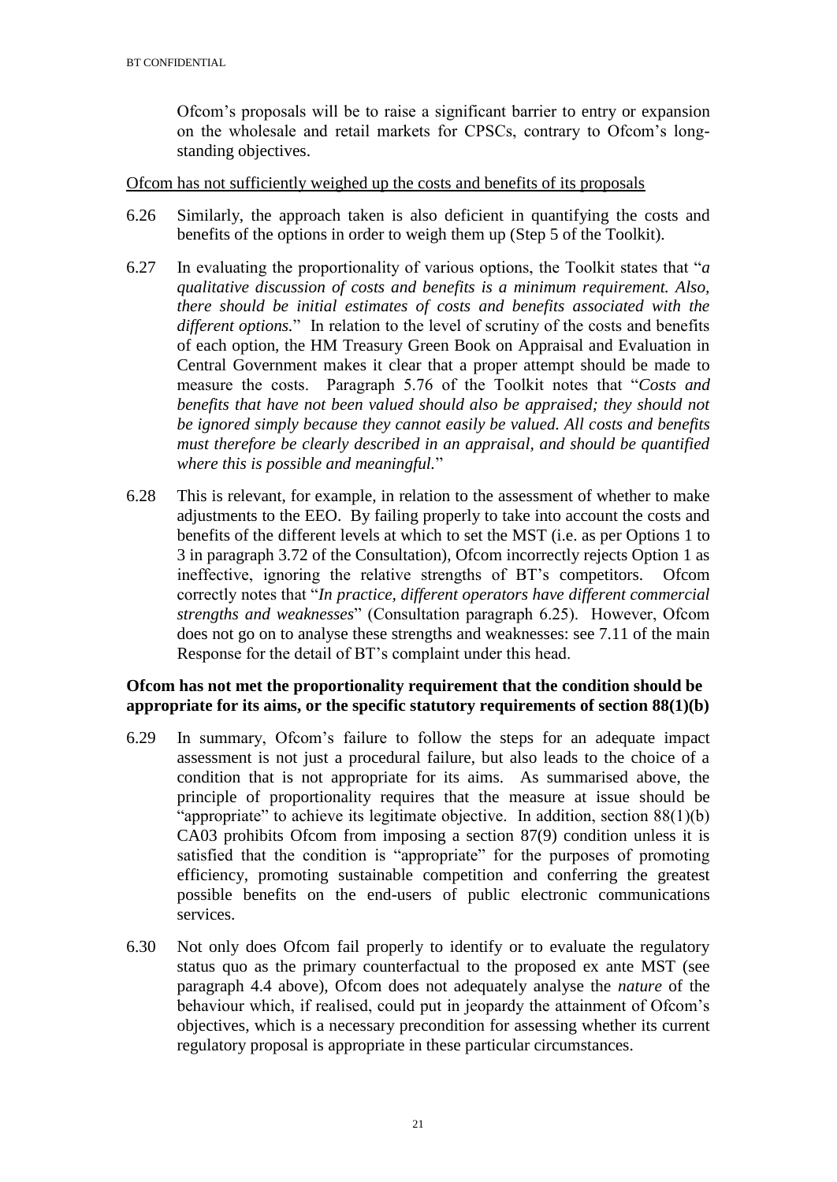Ofcom's proposals will be to raise a significant barrier to entry or expansion on the wholesale and retail markets for CPSCs, contrary to Ofcom's long-standing objectives.

<u>Ofcom has not sufficiently weighed up the costs and benefits of its proposals</u>

6.26 Similarly, the approach taken is also deficient in quantifying the costs and benefits of the options in order to weigh them up (Step 5 of the Toolkit).

6.27 In evaluating the proportionality of various options, the Toolkit states that "*a qualitative discussion of costs and benefits is a minimum requirement. Also, there should be initial estimates of costs and benefits associated with the different options.*" In relation to the level of scrutiny of the costs and benefits of each option, the HM Treasury Green Book on Appraisal and Evaluation in Central Government makes it clear that a proper attempt should be made to measure the costs. Paragraph 5.76 of the Toolkit notes that "*Costs and benefits that have not been valued should also be appraised; they should not be ignored simply because they cannot easily be valued. All costs and benefits must therefore be clearly described in an appraisal, and should be quantified where this is possible and meaningful.*"

6.28 This is relevant, for example, in relation to the assessment of whether to make adjustments to the EEO. By failing properly to take into account the costs and benefits of the different levels at which to set the MST (i.e. as per Options 1 to 3 in paragraph 3.72 of the Consultation), Ofcom incorrectly rejects Option 1 as ineffective, ignoring the relative strengths of BT's competitors. Ofcom correctly notes that "*In practice, different operators have different commercial strengths and weaknesses*" (Consultation paragraph 6.25). However, Ofcom does not go on to analyse these strengths and weaknesses: see 7.11 of the main Response for the detail of BT's complaint under this head.

**Ofcom has not met the proportionality requirement that the condition should be appropriate for its aims, or the specific statutory requirements of section 88(1)(b)**

6.29 In summary, Ofcom's failure to follow the steps for an adequate impact assessment is not just a procedural failure, but also leads to the choice of a condition that is not appropriate for its aims. As summarised above, the principle of proportionality requires that the measure at issue should be "appropriate" to achieve its legitimate objective. In addition, section 88(1)(b) CA03 prohibits Ofcom from imposing a section 87(9) condition unless it is satisfied that the condition is "appropriate" for the purposes of promoting efficiency, promoting sustainable competition and conferring the greatest possible benefits on the end-users of public electronic communications services.

6.30 Not only does Ofcom fail properly to identify or to evaluate the regulatory status quo as the primary counterfactual to the proposed ex ante MST (see paragraph 4.4 above), Ofcom does not adequately analyse the *nature* of the behaviour which, if realised, could put in jeopardy the attainment of Ofcom's objectives, which is a necessary precondition for assessing whether its current regulatory proposal is appropriate in these particular circumstances.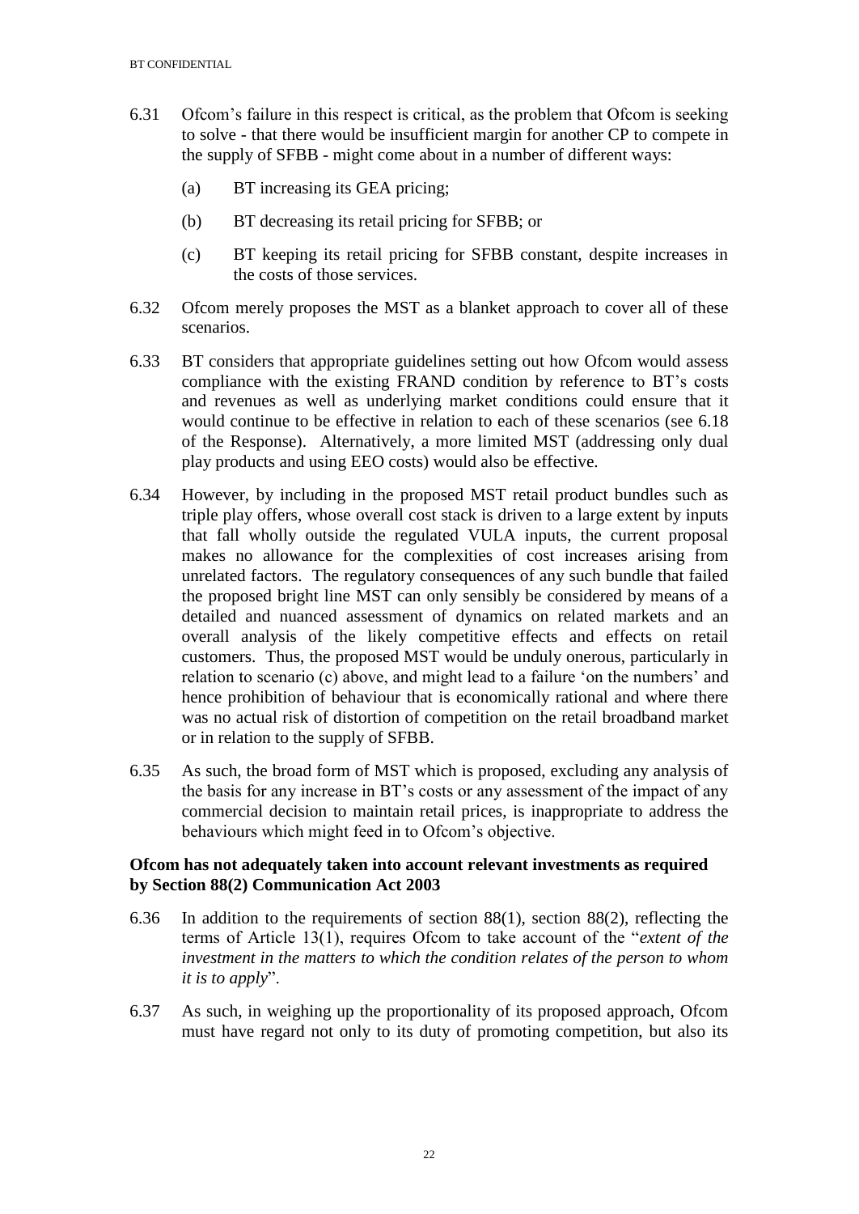6.31 Ofcom's failure in this respect is critical, as the problem that Ofcom is seeking to solve - that there would be insufficient margin for another CP to compete in the supply of SFBB - might come about in a number of different ways:

(a) BT increasing its GEA pricing;

(b) BT decreasing its retail pricing for SFBB; or

(c) BT keeping its retail pricing for SFBB constant, despite increases in the costs of those services.

6.32 Ofcom merely proposes the MST as a blanket approach to cover all of these scenarios.

6.33 BT considers that appropriate guidelines setting out how Ofcom would assess compliance with the existing FRAND condition by reference to BT's costs and revenues as well as underlying market conditions could ensure that it would continue to be effective in relation to each of these scenarios (see 6.18 of the Response). Alternatively, a more limited MST (addressing only dual play products and using EEO costs) would also be effective.

6.34 However, by including in the proposed MST retail product bundles such as triple play offers, whose overall cost stack is driven to a large extent by inputs that fall wholly outside the regulated VULA inputs, the current proposal makes no allowance for the complexities of cost increases arising from unrelated factors. The regulatory consequences of any such bundle that failed the proposed bright line MST can only sensibly be considered by means of a detailed and nuanced assessment of dynamics on related markets and an overall analysis of the likely competitive effects and effects on retail customers. Thus, the proposed MST would be unduly onerous, particularly in relation to scenario (c) above, and might lead to a failure 'on the numbers' and hence prohibition of behaviour that is economically rational and where there was no actual risk of distortion of competition on the retail broadband market or in relation to the supply of SFBB.

6.35 As such, the broad form of MST which is proposed, excluding any analysis of the basis for any increase in BT's costs or any assessment of the impact of any commercial decision to maintain retail prices, is inappropriate to address the behaviours which might feed in to Ofcom's objective.

**Ofcom has not adequately taken into account relevant investments as required by Section 88(2) Communication Act 2003**

6.36 In addition to the requirements of section 88(1), section 88(2), reflecting the terms of Article 13(1), requires Ofcom to take account of the "*extent of the investment in the matters to which the condition relates of the person to whom it is to apply*".

6.37 As such, in weighing up the proportionality of its proposed approach, Ofcom must have regard not only to its duty of promoting competition, but also its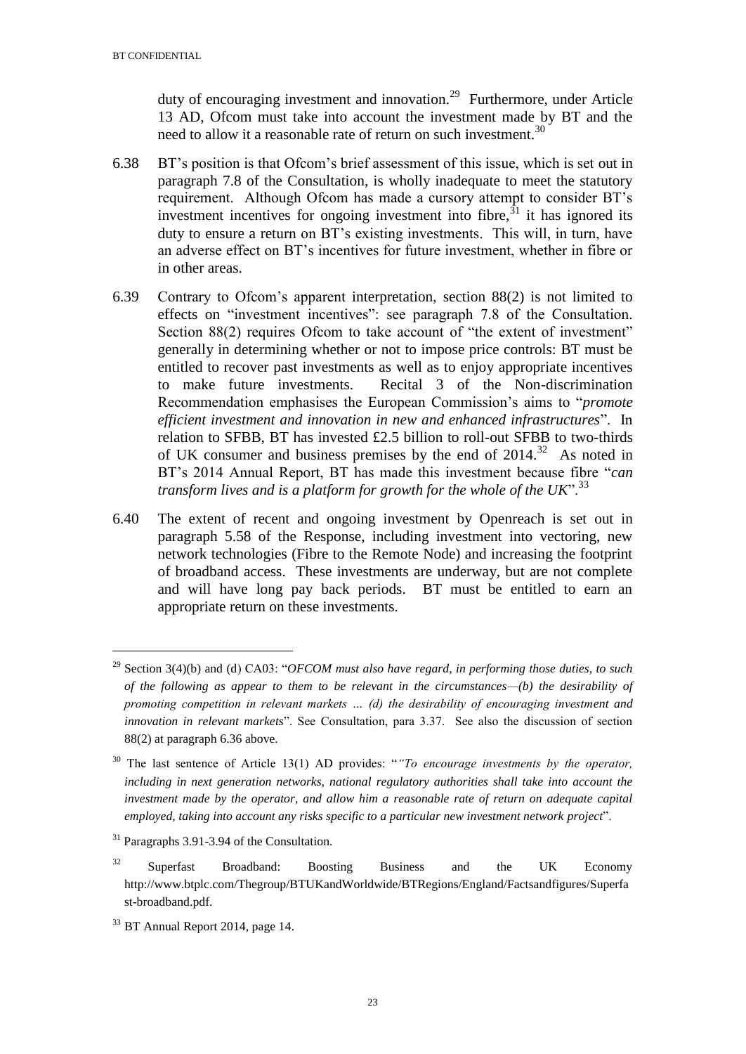duty of encouraging investment and innovation.[29] Furthermore, under Article 13 AD, Ofcom must take into account the investment made by BT and the need to allow it a reasonable rate of return on such investment.[30]

6.38 BT's position is that Ofcom's brief assessment of this issue, which is set out in paragraph 7.8 of the Consultation, is wholly inadequate to meet the statutory requirement. Although Ofcom has made a cursory attempt to consider BT's investment incentives for ongoing investment into fibre,[31] it has ignored its duty to ensure a return on BT's existing investments. This will, in turn, have an adverse effect on BT's incentives for future investment, whether in fibre or in other areas.

6.39 Contrary to Ofcom's apparent interpretation, section 88(2) is not limited to effects on "investment incentives": see paragraph 7.8 of the Consultation. Section 88(2) requires Ofcom to take account of "the extent of investment" generally in determining whether or not to impose price controls: BT must be entitled to recover past investments as well as to enjoy appropriate incentives to make future investments. Recital 3 of the Non-discrimination Recommendation emphasises the European Commission's aims to "*promote efficient investment and innovation in new and enhanced infrastructures*". In relation to SFBB, BT has invested £2.5 billion to roll-out SFBB to two-thirds of UK consumer and business premises by the end of 2014.[32] As noted in BT's 2014 Annual Report, BT has made this investment because fibre "*can transform lives and is a platform for growth for the whole of the UK*".[33]

6.40 The extent of recent and ongoing investment by Openreach is set out in paragraph 5.58 of the Response, including investment into vectoring, new network technologies (Fibre to the Remote Node) and increasing the footprint of broadband access. These investments are underway, but are not complete and will have long pay back periods. BT must be entitled to earn an appropriate return on these investments.

---

[29] Section 3(4)(b) and (d) CA03: "*OFCOM must also have regard, in performing those duties, to such of the following as appear to them to be relevant in the circumstances—(b) the desirability of promoting competition in relevant markets … (d) the desirability of encouraging investment and innovation in relevant markets*". See Consultation, para 3.37. See also the discussion of section 88(2) at paragraph 6.36 above.

[30] The last sentence of Article 13(1) AD provides: "*"To encourage investments by the operator, including in next generation networks, national regulatory authorities shall take into account the investment made by the operator, and allow him a reasonable rate of return on adequate capital employed, taking into account any risks specific to a particular new investment network project*".

[31] Paragraphs 3.91-3.94 of the Consultation.

[32] Superfast Broadband: Boosting Business and the UK Economy http://www.btplc.com/Thegroup/BTUKandWorldwide/BTRegions/England/Factsandfigures/Superfast-broadband.pdf.

[33] BT Annual Report 2014, page 14.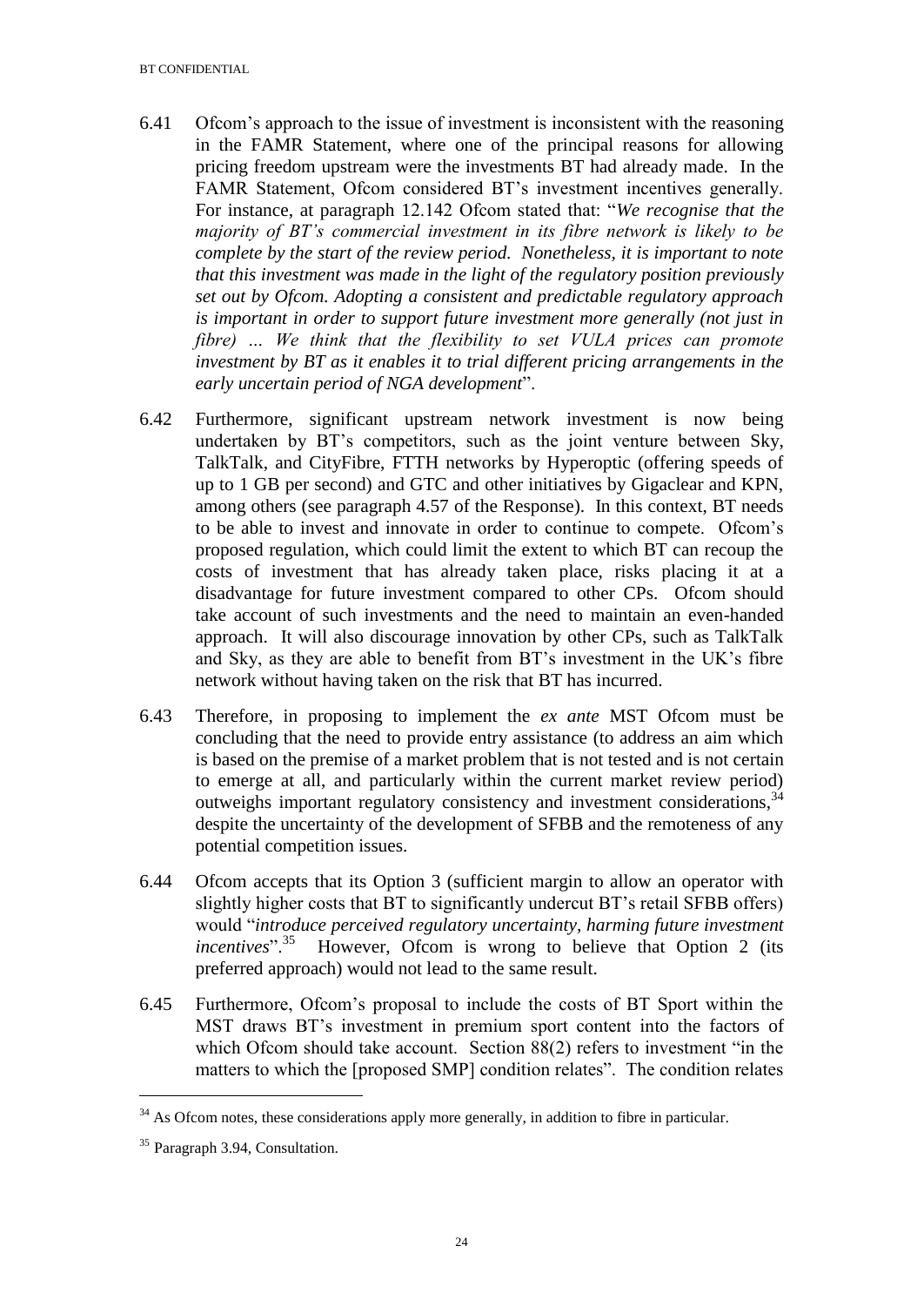6.41 Ofcom's approach to the issue of investment is inconsistent with the reasoning in the FAMR Statement, where one of the principal reasons for allowing pricing freedom upstream were the investments BT had already made. In the FAMR Statement, Ofcom considered BT's investment incentives generally. For instance, at paragraph 12.142 Ofcom stated that: "*We recognise that the majority of BT's commercial investment in its fibre network is likely to be complete by the start of the review period. Nonetheless, it is important to note that this investment was made in the light of the regulatory position previously set out by Ofcom. Adopting a consistent and predictable regulatory approach is important in order to support future investment more generally (not just in fibre) … We think that the flexibility to set VULA prices can promote investment by BT as it enables it to trial different pricing arrangements in the early uncertain period of NGA development*".

6.42 Furthermore, significant upstream network investment is now being undertaken by BT's competitors, such as the joint venture between Sky, TalkTalk, and CityFibre, FTTH networks by Hyperoptic (offering speeds of up to 1 GB per second) and GTC and other initiatives by Gigaclear and KPN, among others (see paragraph 4.57 of the Response). In this context, BT needs to be able to invest and innovate in order to continue to compete. Ofcom's proposed regulation, which could limit the extent to which BT can recoup the costs of investment that has already taken place, risks placing it at a disadvantage for future investment compared to other CPs. Ofcom should take account of such investments and the need to maintain an even-handed approach. It will also discourage innovation by other CPs, such as TalkTalk and Sky, as they are able to benefit from BT's investment in the UK's fibre network without having taken on the risk that BT has incurred.

6.43 Therefore, in proposing to implement the *ex ante* MST Ofcom must be concluding that the need to provide entry assistance (to address an aim which is based on the premise of a market problem that is not tested and is not certain to emerge at all, and particularly within the current market review period) outweighs important regulatory consistency and investment considerations,[34] despite the uncertainty of the development of SFBB and the remoteness of any potential competition issues.

6.44 Ofcom accepts that its Option 3 (sufficient margin to allow an operator with slightly higher costs that BT to significantly undercut BT's retail SFBB offers) would "*introduce perceived regulatory uncertainty, harming future investment incentives*".[35] However, Ofcom is wrong to believe that Option 2 (its preferred approach) would not lead to the same result.

6.45 Furthermore, Ofcom's proposal to include the costs of BT Sport within the MST draws BT's investment in premium sport content into the factors of which Ofcom should take account. Section 88(2) refers to investment "in the matters to which the [proposed SMP] condition relates". The condition relates

[34] As Ofcom notes, these considerations apply more generally, in addition to fibre in particular.

[35] Paragraph 3.94, Consultation.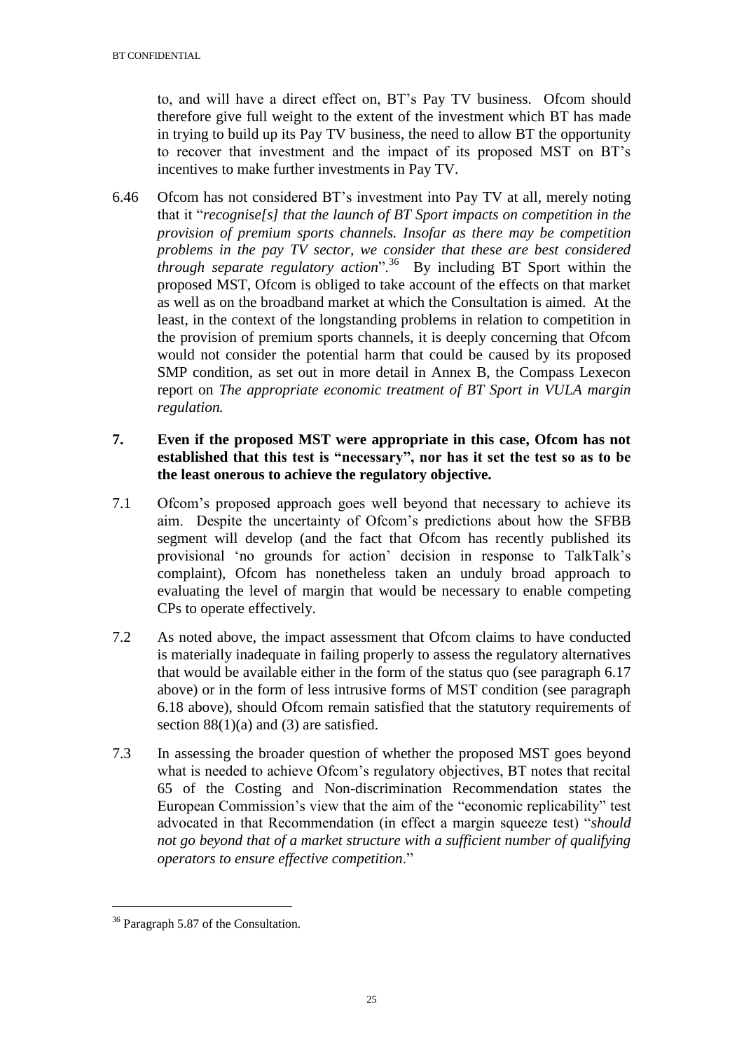to, and will have a direct effect on, BT's Pay TV business. Ofcom should therefore give full weight to the extent of the investment which BT has made in trying to build up its Pay TV business, the need to allow BT the opportunity to recover that investment and the impact of its proposed MST on BT's incentives to make further investments in Pay TV.

6.46 Ofcom has not considered BT's investment into Pay TV at all, merely noting that it "*recognise[s] that the launch of BT Sport impacts on competition in the provision of premium sports channels. Insofar as there may be competition problems in the pay TV sector, we consider that these are best considered through separate regulatory action*".[36] By including BT Sport within the proposed MST, Ofcom is obliged to take account of the effects on that market as well as on the broadband market at which the Consultation is aimed. At the least, in the context of the longstanding problems in relation to competition in the provision of premium sports channels, it is deeply concerning that Ofcom would not consider the potential harm that could be caused by its proposed SMP condition, as set out in more detail in Annex B, the Compass Lexecon report on *The appropriate economic treatment of BT Sport in VULA margin regulation.*

**7. Even if the proposed MST were appropriate in this case, Ofcom has not established that this test is "necessary", nor has it set the test so as to be the least onerous to achieve the regulatory objective.**

7.1 Ofcom's proposed approach goes well beyond that necessary to achieve its aim. Despite the uncertainty of Ofcom's predictions about how the SFBB segment will develop (and the fact that Ofcom has recently published its provisional 'no grounds for action' decision in response to TalkTalk's complaint), Ofcom has nonetheless taken an unduly broad approach to evaluating the level of margin that would be necessary to enable competing CPs to operate effectively.

7.2 As noted above, the impact assessment that Ofcom claims to have conducted is materially inadequate in failing properly to assess the regulatory alternatives that would be available either in the form of the status quo (see paragraph 6.17 above) or in the form of less intrusive forms of MST condition (see paragraph 6.18 above), should Ofcom remain satisfied that the statutory requirements of section 88(1)(a) and (3) are satisfied.

7.3 In assessing the broader question of whether the proposed MST goes beyond what is needed to achieve Ofcom's regulatory objectives, BT notes that recital 65 of the Costing and Non-discrimination Recommendation states the European Commission's view that the aim of the "economic replicability" test advocated in that Recommendation (in effect a margin squeeze test) "*should not go beyond that of a market structure with a sufficient number of qualifying operators to ensure effective competition*."

[36] Paragraph 5.87 of the Consultation.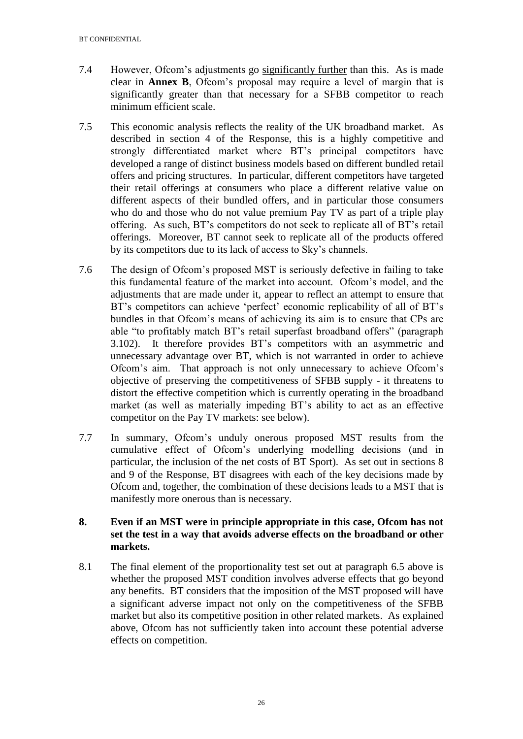7.4 However, Ofcom's adjustments go <u>significantly further</u> than this. As is made clear in **Annex B**, Ofcom's proposal may require a level of margin that is significantly greater than that necessary for a SFBB competitor to reach minimum efficient scale.

7.5 This economic analysis reflects the reality of the UK broadband market. As described in section 4 of the Response, this is a highly competitive and strongly differentiated market where BT's principal competitors have developed a range of distinct business models based on different bundled retail offers and pricing structures. In particular, different competitors have targeted their retail offerings at consumers who place a different relative value on different aspects of their bundled offers, and in particular those consumers who do and those who do not value premium Pay TV as part of a triple play offering. As such, BT's competitors do not seek to replicate all of BT's retail offerings. Moreover, BT cannot seek to replicate all of the products offered by its competitors due to its lack of access to Sky's channels.

7.6 The design of Ofcom's proposed MST is seriously defective in failing to take this fundamental feature of the market into account. Ofcom's model, and the adjustments that are made under it, appear to reflect an attempt to ensure that BT's competitors can achieve 'perfect' economic replicability of all of BT's bundles in that Ofcom's means of achieving its aim is to ensure that CPs are able "to profitably match BT's retail superfast broadband offers" (paragraph 3.102). It therefore provides BT's competitors with an asymmetric and unnecessary advantage over BT, which is not warranted in order to achieve Ofcom's aim. That approach is not only unnecessary to achieve Ofcom's objective of preserving the competitiveness of SFBB supply - it threatens to distort the effective competition which is currently operating in the broadband market (as well as materially impeding BT's ability to act as an effective competitor on the Pay TV markets: see below).

7.7 In summary, Ofcom's unduly onerous proposed MST results from the cumulative effect of Ofcom's underlying modelling decisions (and in particular, the inclusion of the net costs of BT Sport). As set out in sections 8 and 9 of the Response, BT disagrees with each of the key decisions made by Ofcom and, together, the combination of these decisions leads to a MST that is manifestly more onerous than is necessary.

## 8. Even if an MST were in principle appropriate in this case, Ofcom has not set the test in a way that avoids adverse effects on the broadband or other markets.

8.1 The final element of the proportionality test set out at paragraph 6.5 above is whether the proposed MST condition involves adverse effects that go beyond any benefits. BT considers that the imposition of the MST proposed will have a significant adverse impact not only on the competitiveness of the SFBB market but also its competitive position in other related markets. As explained above, Ofcom has not sufficiently taken into account these potential adverse effects on competition.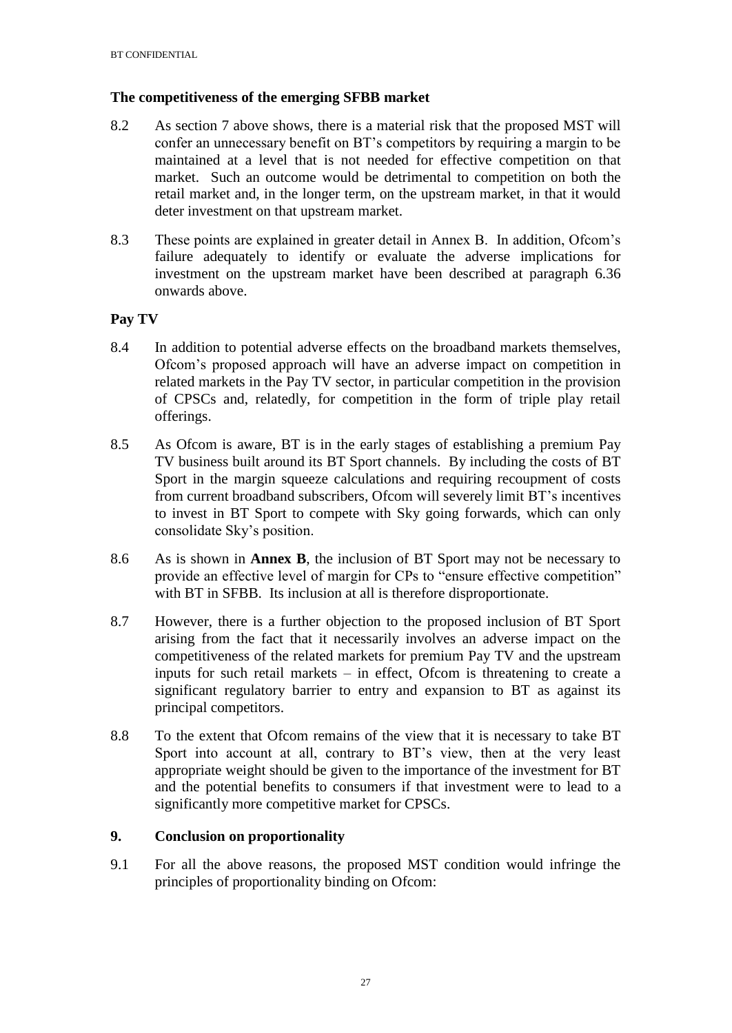### The competitiveness of the emerging SFBB market

8.2 As section 7 above shows, there is a material risk that the proposed MST will confer an unnecessary benefit on BT's competitors by requiring a margin to be maintained at a level that is not needed for effective competition on that market. Such an outcome would be detrimental to competition on both the retail market and, in the longer term, on the upstream market, in that it would deter investment on that upstream market.

8.3 These points are explained in greater detail in Annex B. In addition, Ofcom's failure adequately to identify or evaluate the adverse implications for investment on the upstream market have been described at paragraph 6.36 onwards above.

### Pay TV

8.4 In addition to potential adverse effects on the broadband markets themselves, Ofcom's proposed approach will have an adverse impact on competition in related markets in the Pay TV sector, in particular competition in the provision of CPSCs and, relatedly, for competition in the form of triple play retail offerings.

8.5 As Ofcom is aware, BT is in the early stages of establishing a premium Pay TV business built around its BT Sport channels. By including the costs of BT Sport in the margin squeeze calculations and requiring recoupment of costs from current broadband subscribers, Ofcom will severely limit BT's incentives to invest in BT Sport to compete with Sky going forwards, which can only consolidate Sky's position.

8.6 As is shown in **Annex B**, the inclusion of BT Sport may not be necessary to provide an effective level of margin for CPs to "ensure effective competition" with BT in SFBB. Its inclusion at all is therefore disproportionate.

8.7 However, there is a further objection to the proposed inclusion of BT Sport arising from the fact that it necessarily involves an adverse impact on the competitiveness of the related markets for premium Pay TV and the upstream inputs for such retail markets – in effect, Ofcom is threatening to create a significant regulatory barrier to entry and expansion to BT as against its principal competitors.

8.8 To the extent that Ofcom remains of the view that it is necessary to take BT Sport into account at all, contrary to BT's view, then at the very least appropriate weight should be given to the importance of the investment for BT and the potential benefits to consumers if that investment were to lead to a significantly more competitive market for CPSCs.

## 9. Conclusion on proportionality

9.1 For all the above reasons, the proposed MST condition would infringe the principles of proportionality binding on Ofcom: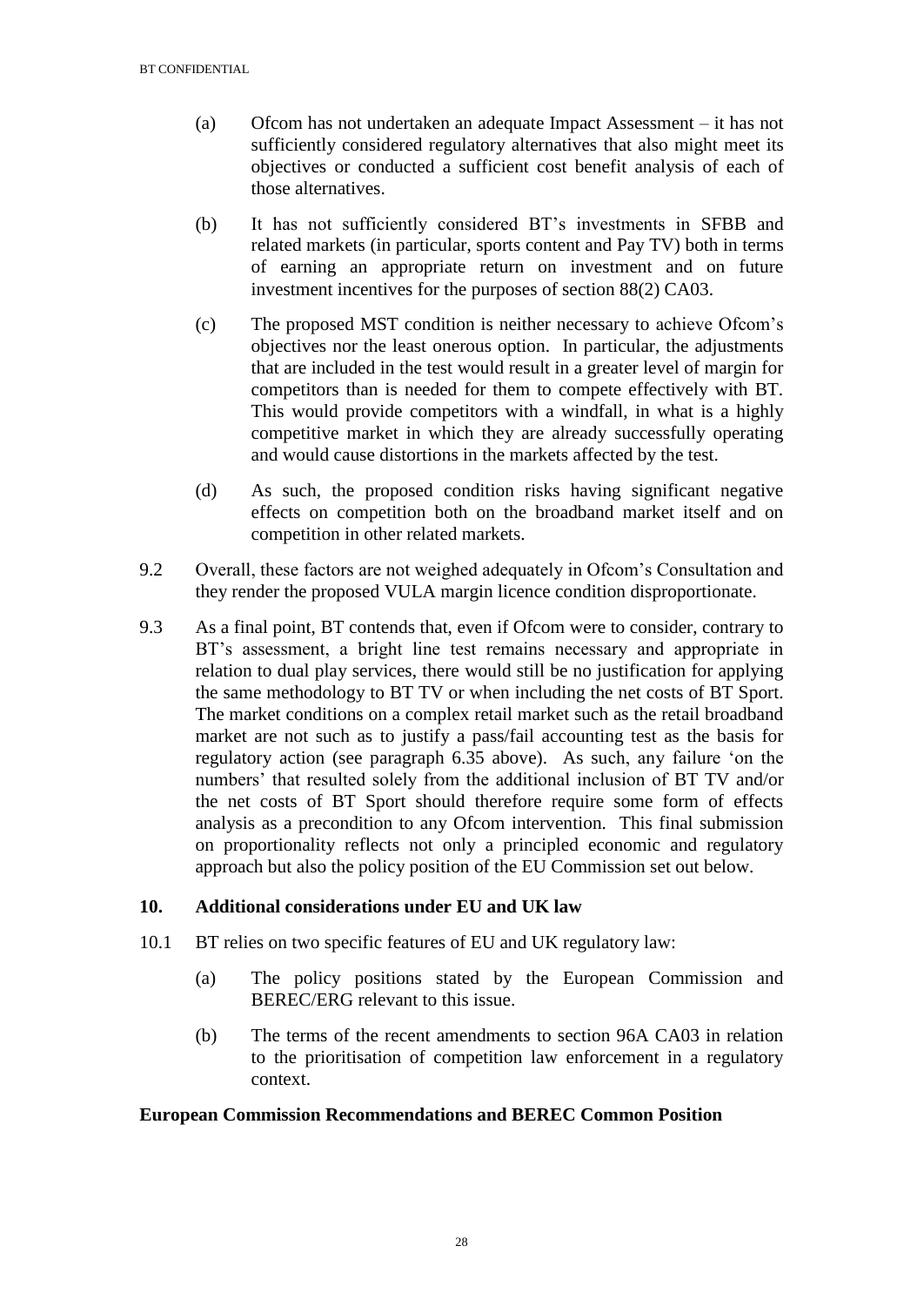(a) Ofcom has not undertaken an adequate Impact Assessment – it has not sufficiently considered regulatory alternatives that also might meet its objectives or conducted a sufficient cost benefit analysis of each of those alternatives.

(b) It has not sufficiently considered BT's investments in SFBB and related markets (in particular, sports content and Pay TV) both in terms of earning an appropriate return on investment and on future investment incentives for the purposes of section 88(2) CA03.

(c) The proposed MST condition is neither necessary to achieve Ofcom's objectives nor the least onerous option. In particular, the adjustments that are included in the test would result in a greater level of margin for competitors than is needed for them to compete effectively with BT. This would provide competitors with a windfall, in what is a highly competitive market in which they are already successfully operating and would cause distortions in the markets affected by the test.

(d) As such, the proposed condition risks having significant negative effects on competition both on the broadband market itself and on competition in other related markets.

9.2 Overall, these factors are not weighed adequately in Ofcom's Consultation and they render the proposed VULA margin licence condition disproportionate.

9.3 As a final point, BT contends that, even if Ofcom were to consider, contrary to BT's assessment, a bright line test remains necessary and appropriate in relation to dual play services, there would still be no justification for applying the same methodology to BT TV or when including the net costs of BT Sport. The market conditions on a complex retail market such as the retail broadband market are not such as to justify a pass/fail accounting test as the basis for regulatory action (see paragraph 6.35 above). As such, any failure 'on the numbers' that resulted solely from the additional inclusion of BT TV and/or the net costs of BT Sport should therefore require some form of effects analysis as a precondition to any Ofcom intervention. This final submission on proportionality reflects not only a principled economic and regulatory approach but also the policy position of the EU Commission set out below.

## 10. Additional considerations under EU and UK law

10.1 BT relies on two specific features of EU and UK regulatory law:

(a) The policy positions stated by the European Commission and BEREC/ERG relevant to this issue.

(b) The terms of the recent amendments to section 96A CA03 in relation to the prioritisation of competition law enforcement in a regulatory context.

### European Commission Recommendations and BEREC Common Position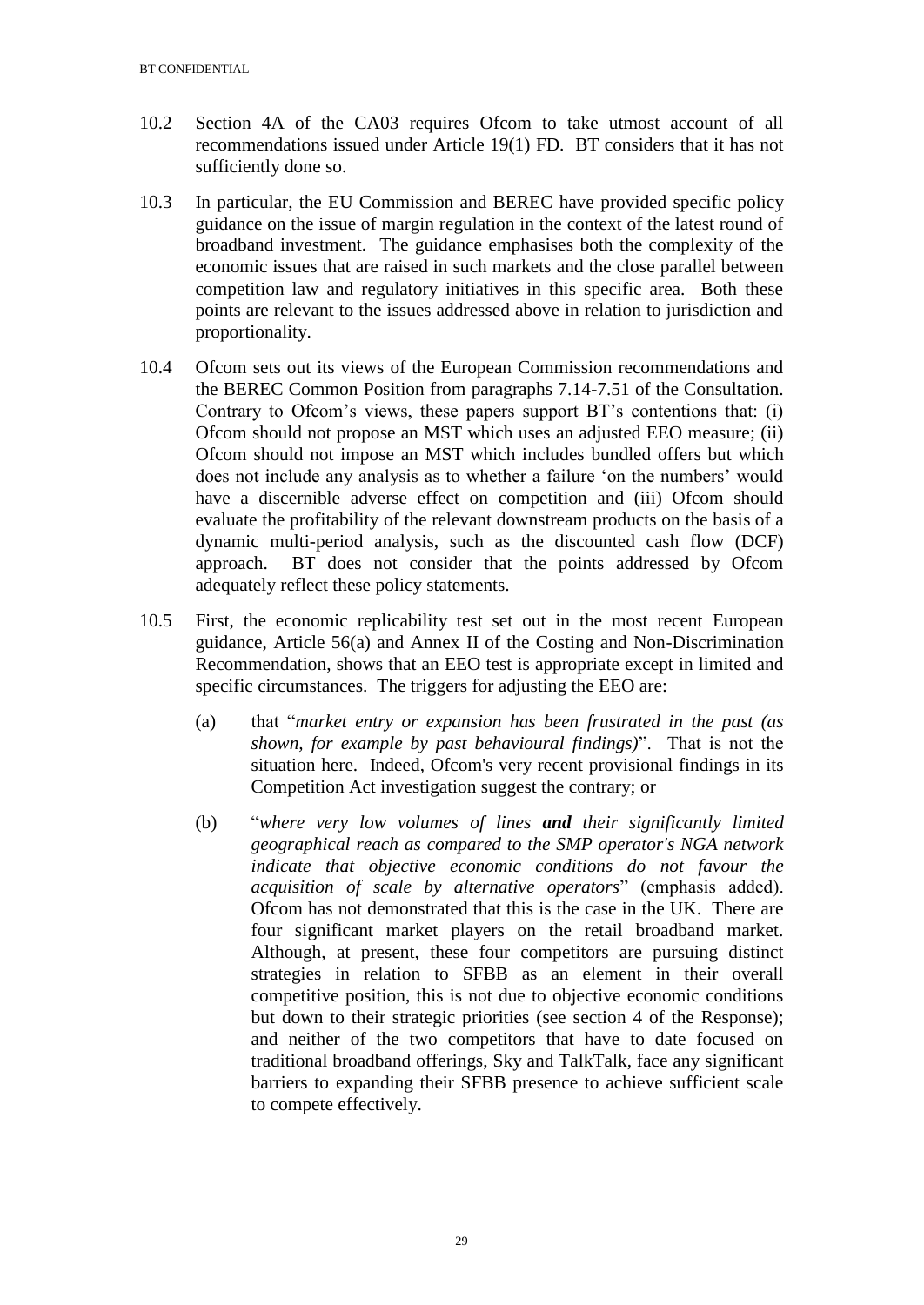10.2 Section 4A of the CA03 requires Ofcom to take utmost account of all recommendations issued under Article 19(1) FD. BT considers that it has not sufficiently done so.

10.3 In particular, the EU Commission and BEREC have provided specific policy guidance on the issue of margin regulation in the context of the latest round of broadband investment. The guidance emphasises both the complexity of the economic issues that are raised in such markets and the close parallel between competition law and regulatory initiatives in this specific area. Both these points are relevant to the issues addressed above in relation to jurisdiction and proportionality.

10.4 Ofcom sets out its views of the European Commission recommendations and the BEREC Common Position from paragraphs 7.14-7.51 of the Consultation. Contrary to Ofcom's views, these papers support BT's contentions that: (i) Ofcom should not propose an MST which uses an adjusted EEO measure; (ii) Ofcom should not impose an MST which includes bundled offers but which does not include any analysis as to whether a failure 'on the numbers' would have a discernible adverse effect on competition and (iii) Ofcom should evaluate the profitability of the relevant downstream products on the basis of a dynamic multi-period analysis, such as the discounted cash flow (DCF) approach. BT does not consider that the points addressed by Ofcom adequately reflect these policy statements.

10.5 First, the economic replicability test set out in the most recent European guidance, Article 56(a) and Annex II of the Costing and Non-Discrimination Recommendation, shows that an EEO test is appropriate except in limited and specific circumstances. The triggers for adjusting the EEO are:

(a) that "*market entry or expansion has been frustrated in the past (as shown, for example by past behavioural findings)*". That is not the situation here. Indeed, Ofcom's very recent provisional findings in its Competition Act investigation suggest the contrary; or

(b) "*where very low volumes of lines **and** their significantly limited geographical reach as compared to the SMP operator's NGA network indicate that objective economic conditions do not favour the acquisition of scale by alternative operators*" (emphasis added). Ofcom has not demonstrated that this is the case in the UK. There are four significant market players on the retail broadband market. Although, at present, these four competitors are pursuing distinct strategies in relation to SFBB as an element in their overall competitive position, this is not due to objective economic conditions but down to their strategic priorities (see section 4 of the Response); and neither of the two competitors that have to date focused on traditional broadband offerings, Sky and TalkTalk, face any significant barriers to expanding their SFBB presence to achieve sufficient scale to compete effectively.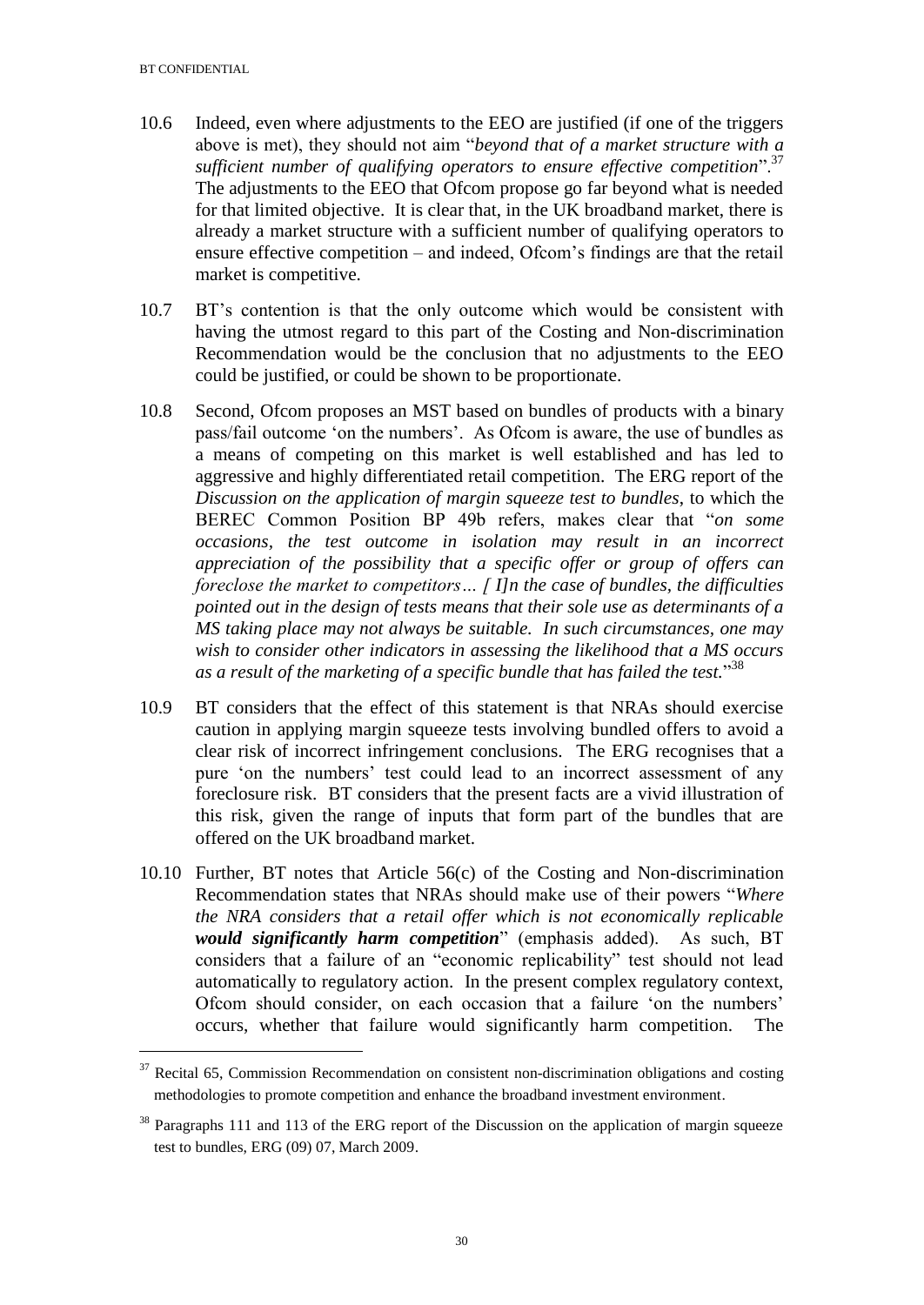10.6 Indeed, even where adjustments to the EEO are justified (if one of the triggers above is met), they should not aim "*beyond that of a market structure with a sufficient number of qualifying operators to ensure effective competition*".[37] The adjustments to the EEO that Ofcom propose go far beyond what is needed for that limited objective. It is clear that, in the UK broadband market, there is already a market structure with a sufficient number of qualifying operators to ensure effective competition – and indeed, Ofcom's findings are that the retail market is competitive.

10.7 BT's contention is that the only outcome which would be consistent with having the utmost regard to this part of the Costing and Non-discrimination Recommendation would be the conclusion that no adjustments to the EEO could be justified, or could be shown to be proportionate.

10.8 Second, Ofcom proposes an MST based on bundles of products with a binary pass/fail outcome 'on the numbers'. As Ofcom is aware, the use of bundles as a means of competing on this market is well established and has led to aggressive and highly differentiated retail competition. The ERG report of the *Discussion on the application of margin squeeze test to bundles*, to which the BEREC Common Position BP 49b refers, makes clear that "*on some occasions, the test outcome in isolation may result in an incorrect appreciation of the possibility that a specific offer or group of offers can foreclose the market to competitors… [ I]n the case of bundles, the difficulties pointed out in the design of tests means that their sole use as determinants of a MS taking place may not always be suitable. In such circumstances, one may wish to consider other indicators in assessing the likelihood that a MS occurs as a result of the marketing of a specific bundle that has failed the test.*"[38]

10.9 BT considers that the effect of this statement is that NRAs should exercise caution in applying margin squeeze tests involving bundled offers to avoid a clear risk of incorrect infringement conclusions. The ERG recognises that a pure 'on the numbers' test could lead to an incorrect assessment of any foreclosure risk. BT considers that the present facts are a vivid illustration of this risk, given the range of inputs that form part of the bundles that are offered on the UK broadband market.

10.10 Further, BT notes that Article 56(c) of the Costing and Non-discrimination Recommendation states that NRAs should make use of their powers "*Where the NRA considers that a retail offer which is not economically replicable **would significantly harm competition***" (emphasis added). As such, BT considers that a failure of an "economic replicability" test should not lead automatically to regulatory action. In the present complex regulatory context, Ofcom should consider, on each occasion that a failure 'on the numbers' occurs, whether that failure would significantly harm competition. The

---

[37] Recital 65, Commission Recommendation on consistent non-discrimination obligations and costing methodologies to promote competition and enhance the broadband investment environment.

[38] Paragraphs 111 and 113 of the ERG report of the Discussion on the application of margin squeeze test to bundles, ERG (09) 07, March 2009.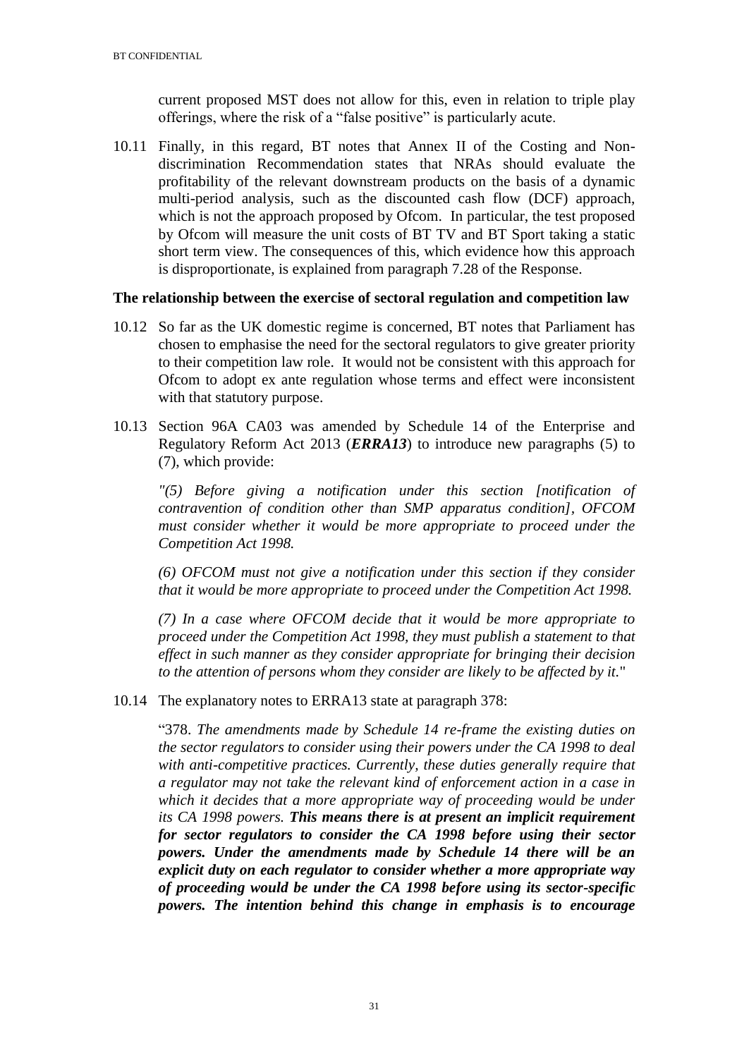current proposed MST does not allow for this, even in relation to triple play offerings, where the risk of a "false positive" is particularly acute.

10.11 Finally, in this regard, BT notes that Annex II of the Costing and Non-discrimination Recommendation states that NRAs should evaluate the profitability of the relevant downstream products on the basis of a dynamic multi-period analysis, such as the discounted cash flow (DCF) approach, which is not the approach proposed by Ofcom. In particular, the test proposed by Ofcom will measure the unit costs of BT TV and BT Sport taking a static short term view. The consequences of this, which evidence how this approach is disproportionate, is explained from paragraph 7.28 of the Response.

**The relationship between the exercise of sectoral regulation and competition law**

10.12 So far as the UK domestic regime is concerned, BT notes that Parliament has chosen to emphasise the need for the sectoral regulators to give greater priority to their competition law role. It would not be consistent with this approach for Ofcom to adopt ex ante regulation whose terms and effect were inconsistent with that statutory purpose.

10.13 Section 96A CA03 was amended by Schedule 14 of the Enterprise and Regulatory Reform Act 2013 (***ERRA13***) to introduce new paragraphs (5) to (7), which provide:

*"(5) Before giving a notification under this section [notification of contravention of condition other than SMP apparatus condition], OFCOM must consider whether it would be more appropriate to proceed under the Competition Act 1998.*

*(6) OFCOM must not give a notification under this section if they consider that it would be more appropriate to proceed under the Competition Act 1998.*

*(7) In a case where OFCOM decide that it would be more appropriate to proceed under the Competition Act 1998, they must publish a statement to that effect in such manner as they consider appropriate for bringing their decision to the attention of persons whom they consider are likely to be affected by it.*"

10.14 The explanatory notes to ERRA13 state at paragraph 378:

"378. *The amendments made by Schedule 14 re-frame the existing duties on the sector regulators to consider using their powers under the CA 1998 to deal with anti-competitive practices. Currently, these duties generally require that a regulator may not take the relevant kind of enforcement action in a case in which it decides that a more appropriate way of proceeding would be under its CA 1998 powers.* ***This means there is at present an implicit requirement for sector regulators to consider the CA 1998 before using their sector powers. Under the amendments made by Schedule 14 there will be an explicit duty on each regulator to consider whether a more appropriate way of proceeding would be under the CA 1998 before using its sector-specific powers. The intention behind this change in emphasis is to encourage***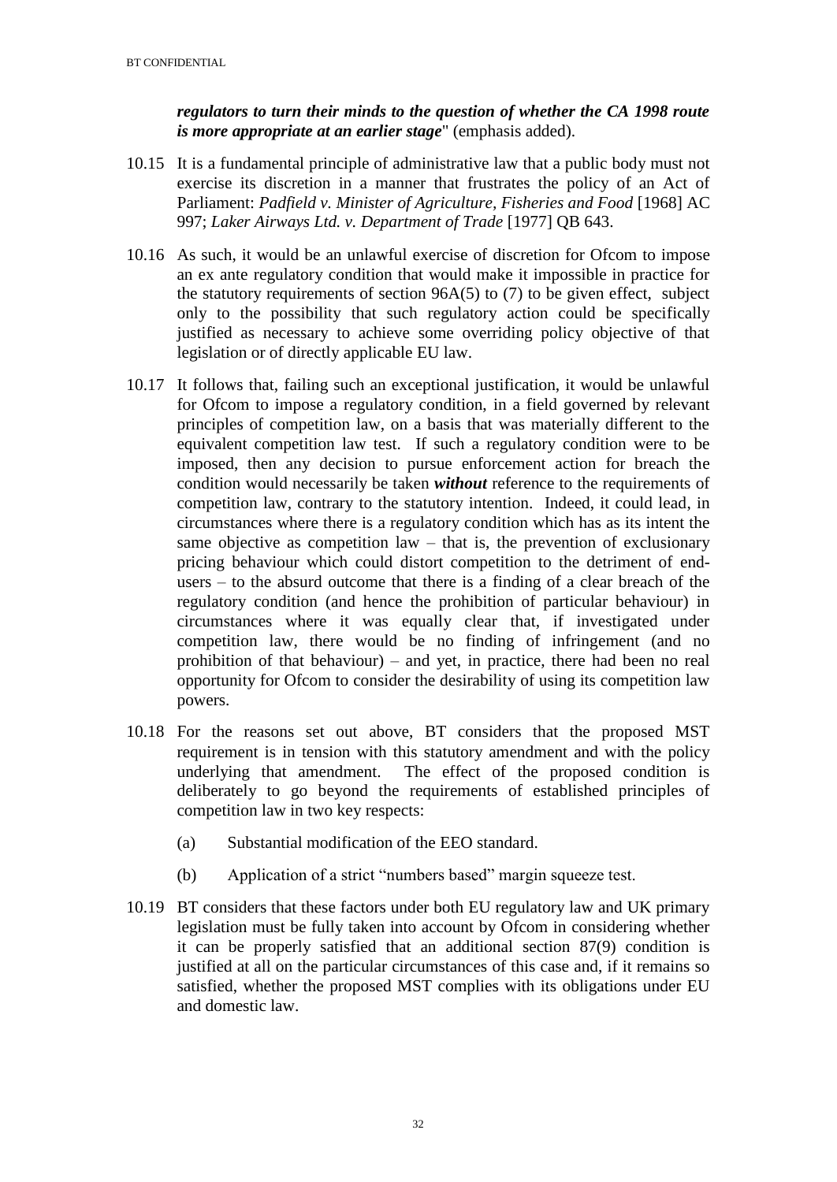***regulators to turn their minds to the question of whether the CA 1998 route is more appropriate at an earlier stage***" (emphasis added).

10.15 It is a fundamental principle of administrative law that a public body must not exercise its discretion in a manner that frustrates the policy of an Act of Parliament: *Padfield v. Minister of Agriculture, Fisheries and Food* [1968] AC 997; *Laker Airways Ltd. v. Department of Trade* [1977] QB 643.

10.16 As such, it would be an unlawful exercise of discretion for Ofcom to impose an ex ante regulatory condition that would make it impossible in practice for the statutory requirements of section 96A(5) to (7) to be given effect, subject only to the possibility that such regulatory action could be specifically justified as necessary to achieve some overriding policy objective of that legislation or of directly applicable EU law.

10.17 It follows that, failing such an exceptional justification, it would be unlawful for Ofcom to impose a regulatory condition, in a field governed by relevant principles of competition law, on a basis that was materially different to the equivalent competition law test. If such a regulatory condition were to be imposed, then any decision to pursue enforcement action for breach the condition would necessarily be taken ***without*** reference to the requirements of competition law, contrary to the statutory intention. Indeed, it could lead, in circumstances where there is a regulatory condition which has as its intent the same objective as competition law – that is, the prevention of exclusionary pricing behaviour which could distort competition to the detriment of end-users – to the absurd outcome that there is a finding of a clear breach of the regulatory condition (and hence the prohibition of particular behaviour) in circumstances where it was equally clear that, if investigated under competition law, there would be no finding of infringement (and no prohibition of that behaviour) – and yet, in practice, there had been no real opportunity for Ofcom to consider the desirability of using its competition law powers.

10.18 For the reasons set out above, BT considers that the proposed MST requirement is in tension with this statutory amendment and with the policy underlying that amendment. The effect of the proposed condition is deliberately to go beyond the requirements of established principles of competition law in two key respects:

(a) Substantial modification of the EEO standard.

(b) Application of a strict "numbers based" margin squeeze test.

10.19 BT considers that these factors under both EU regulatory law and UK primary legislation must be fully taken into account by Ofcom in considering whether it can be properly satisfied that an additional section 87(9) condition is justified at all on the particular circumstances of this case and, if it remains so satisfied, whether the proposed MST complies with its obligations under EU and domestic law.